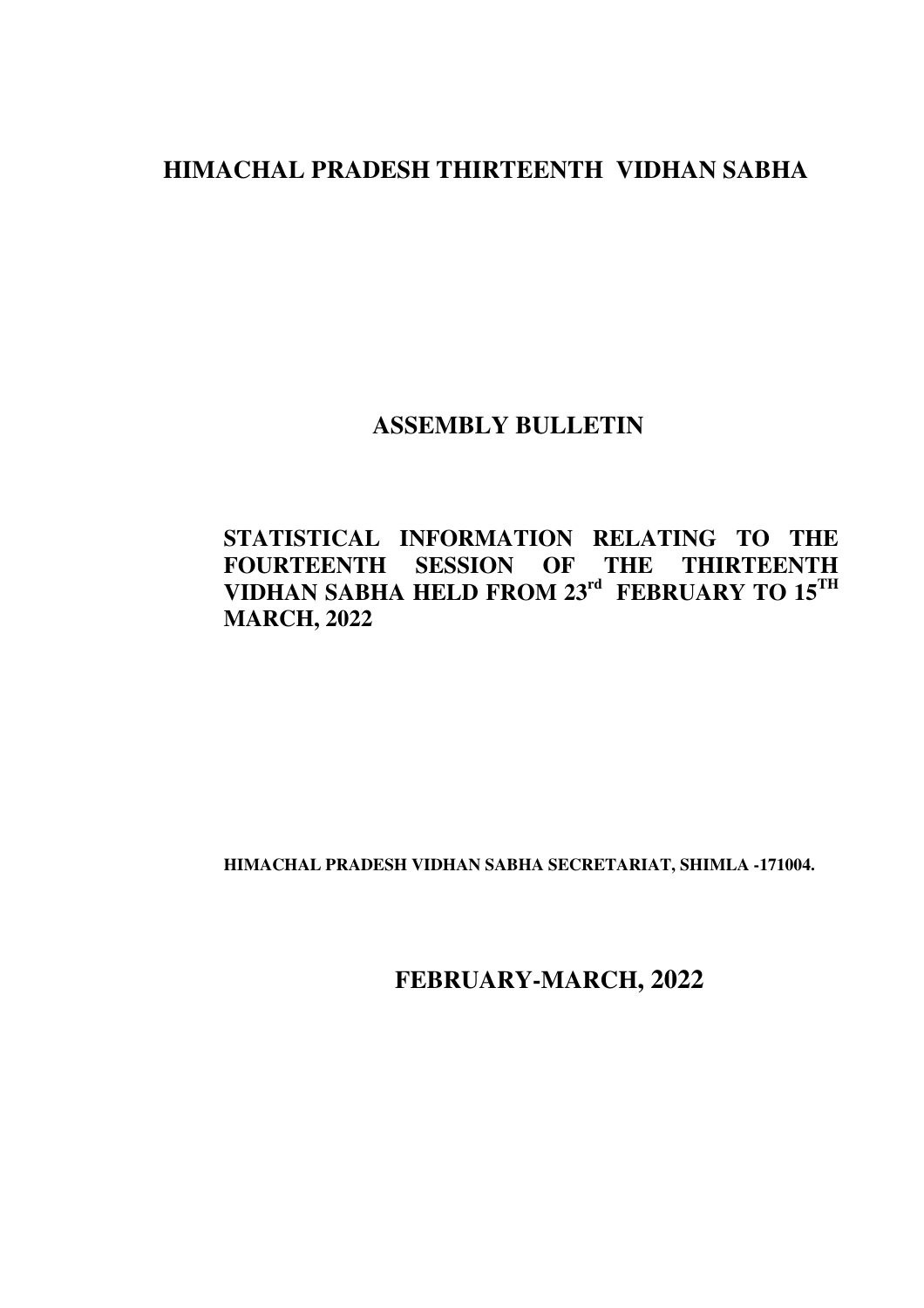# HIMACHAL PRADESH THIRTEENTH VIDHAN SABHA

## ASSEMBLY BULLETIN

### STATISTICAL INFORMATION RELATING TO THE FOURTEENTH SESSION OF THE THIRTEENTH VIDHAN SABHA HELD FROM 23rd FEBRUARY TO 15TH MARCH, 2022

**HIMACHAL PRADESH VIDHAN SABHA SECRETARIAT, SHIMLA -171004.**

## FEBRUARY-MARCH, 2022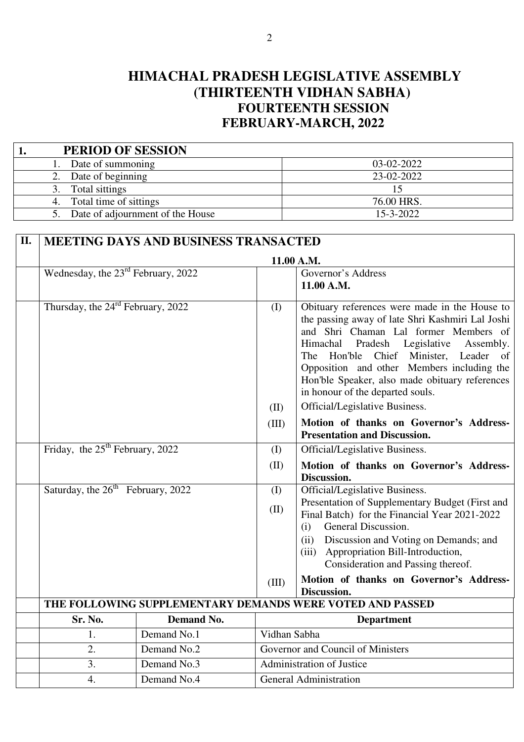# HIMACHAL PRADESH LEGISLATIVE ASSEMBLY
## (THIRTEENTH VIDHAN SABHA)
## FOURTEENTH SESSION
## FEBRUARY-MARCH, 2022

| 1. | PERIOD OF SESSION |
|---|---|
| 1. Date of summoning | 03-02-2022 |
| 2. Date of beginning | 23-02-2022 |
| 3. Total sittings | 15 |
| 4. Total time of sittings | 76.00 HRS. |
| 5. Date of adjournment of the House | 15-3-2022 |

| II. | MEETING DAYS AND BUSINESS TRANSACTED | | |
|---|---|---|---|
| | | | **11.00 A.M.** |
| | Wednesday, the 23rd February, 2022 | | Governor's Address<br>**11.00 A.M.** |
| | Thursday, the 24th February, 2022 | (I) | Obituary references were made in the House to the passing away of late Shri Kashmiri Lal Joshi and Shri Chaman Lal former Members of Himachal Pradesh Legislative Assembly. The Hon'ble Chief Minister, Leader of Opposition and other Members including the Hon'ble Speaker, also made obituary references in honour of the departed souls. |
| | | (II) | Official/Legislative Business. |
| | | (III) | **Motion of thanks on Governor's Address-Presentation and Discussion.** |
| | Friday, the 25th February, 2022 | (I) | Official/Legislative Business. |
| | | (II) | **Motion of thanks on Governor's Address-Discussion.** |
| | Saturday, the 26th February, 2022 | (I) | Official/Legislative Business. |
| | | (II) | Presentation of Supplementary Budget (First and Final Batch) for the Financial Year 2021-2022<br>(i) General Discussion.<br>(ii) Discussion and Voting on Demands; and<br>(iii) Appropriation Bill-Introduction, Consideration and Passing thereof. |
| | | (III) | **Motion of thanks on Governor's Address-Discussion.** |

**THE FOLLOWING SUPPLEMENTARY DEMANDS WERE VOTED AND PASSED**

| Sr. No. | Demand No. | Department |
|---|---|---|
| 1. | Demand No.1 | Vidhan Sabha |
| 2. | Demand No.2 | Governor and Council of Ministers |
| 3. | Demand No.3 | Administration of Justice |
| 4. | Demand No.4 | General Administration |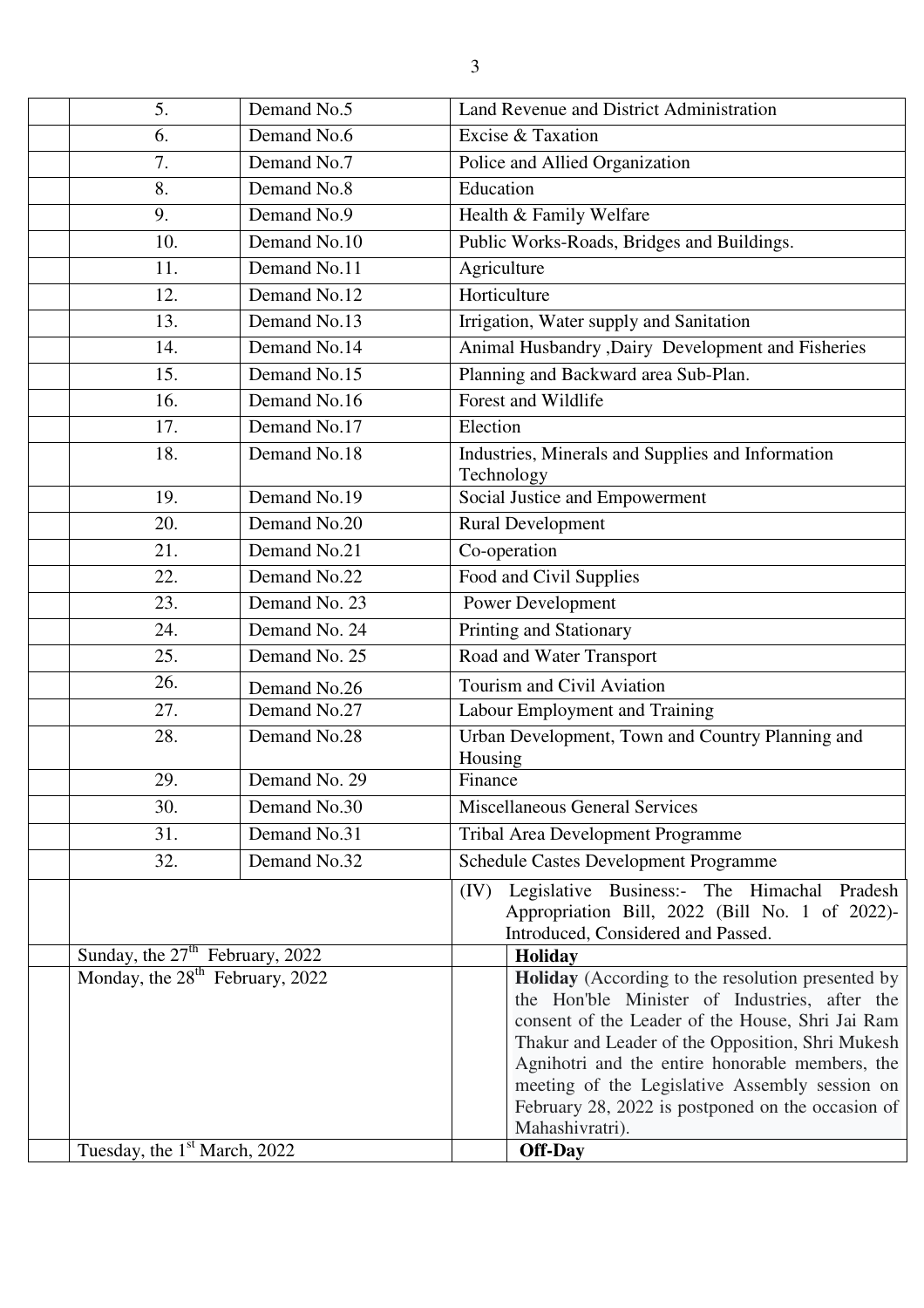| | | | | |
|---|---|---|---|---|
| | 5. | Demand No.5 | Land Revenue and District Administration | |
| | 6. | Demand No.6 | Excise & Taxation | |
| | 7. | Demand No.7 | Police and Allied Organization | |
| | 8. | Demand No.8 | Education | |
| | 9. | Demand No.9 | Health & Family Welfare | |
| | 10. | Demand No.10 | Public Works-Roads, Bridges and Buildings. | |
| | 11. | Demand No.11 | Agriculture | |
| | 12. | Demand No.12 | Horticulture | |
| | 13. | Demand No.13 | Irrigation, Water supply and Sanitation | |
| | 14. | Demand No.14 | Animal Husbandry ,Dairy Development and Fisheries | |
| | 15. | Demand No.15 | Planning and Backward area Sub-Plan. | |
| | 16. | Demand No.16 | Forest and Wildlife | |
| | 17. | Demand No.17 | Election | |
| | 18. | Demand No.18 | Industries, Minerals and Supplies and Information Technology | |
| | 19. | Demand No.19 | Social Justice and Empowerment | |
| | 20. | Demand No.20 | Rural Development | |
| | 21. | Demand No.21 | Co-operation | |
| | 22. | Demand No.22 | Food and Civil Supplies | |
| | 23. | Demand No. 23 | Power Development | |
| | 24. | Demand No. 24 | Printing and Stationary | |
| | 25. | Demand No. 25 | Road and Water Transport | |
| | 26. | Demand No.26 | Tourism and Civil Aviation | |
| | 27. | Demand No.27 | Labour Employment and Training | |
| | 28. | Demand No.28 | Urban Development, Town and Country Planning and Housing | |
| | 29. | Demand No. 29 | Finance | |
| | 30. | Demand No.30 | Miscellaneous General Services | |
| | 31. | Demand No.31 | Tribal Area Development Programme | |
| | 32. | Demand No.32 | Schedule Castes Development Programme | |
| | | | (IV) Legislative Business:- The Himachal Pradesh Appropriation Bill, 2022 (Bill No. 1 of 2022)- Introduced, Considered and Passed. | |
| | Sunday, the 27th February, 2022 | | | **Holiday** |
| | Monday, the 28th February, 2022 | | | **Holiday** (According to the resolution presented by the Hon'ble Minister of Industries, after the consent of the Leader of the House, Shri Jai Ram Thakur and Leader of the Opposition, Shri Mukesh Agnihotri and the entire honorable members, the meeting of the Legislative Assembly session on February 28, 2022 is postponed on the occasion of Mahashivratri). |
| | Tuesday, the 1st March, 2022 | | | **Off-Day** |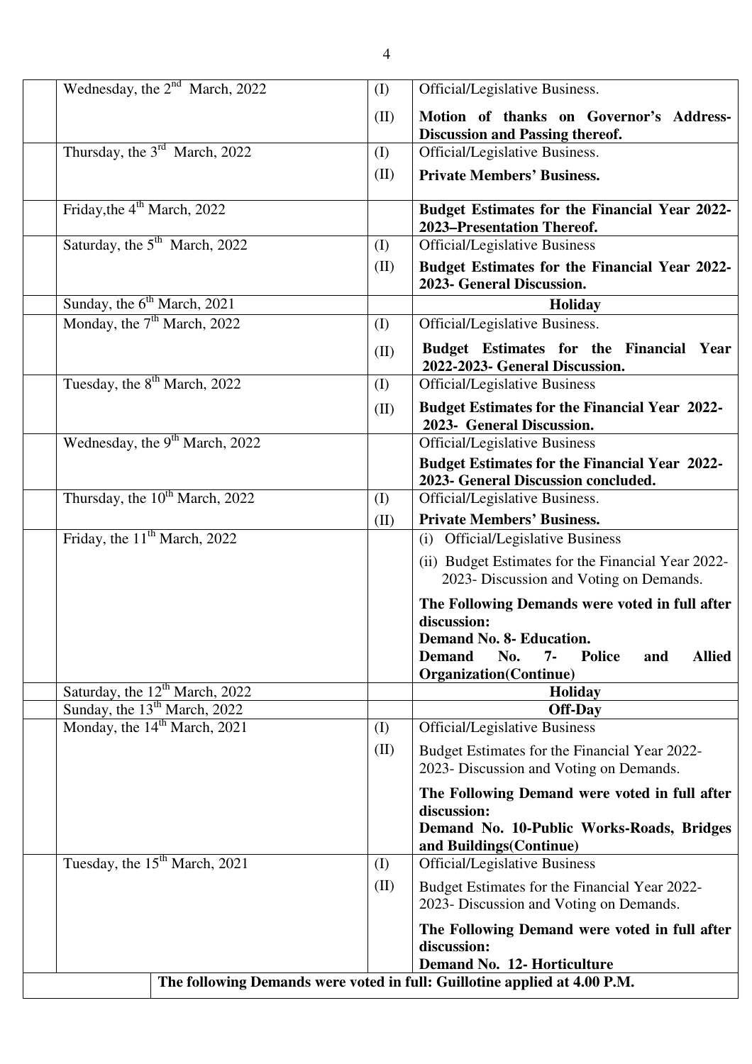| | Date | | Business |
|---|---|---|---|
| | Wednesday, the 2nd March, 2022 | (I) | Official/Legislative Business. |
| | | (II) | **Motion of thanks on Governor's Address-Discussion and Passing thereof.** |
| | Thursday, the 3rd March, 2022 | (I) | Official/Legislative Business. |
| | | (II) | **Private Members' Business.** |
| | Friday,the 4th March, 2022 | | **Budget Estimates for the Financial Year 2022-2023–Presentation Thereof.** |
| | Saturday, the 5th March, 2022 | (I) | Official/Legislative Business |
| | | (II) | **Budget Estimates for the Financial Year 2022-2023- General Discussion.** |
| | Sunday, the 6th March, 2021 | | **Holiday** |
| | Monday, the 7th March, 2022 | (I) | Official/Legislative Business. |
| | | (II) | **Budget Estimates for the Financial Year 2022-2023- General Discussion.** |
| | Tuesday, the 8th March, 2022 | (I) | Official/Legislative Business |
| | | (II) | **Budget Estimates for the Financial Year 2022-2023- General Discussion.** |
| | Wednesday, the 9th March, 2022 | | Official/Legislative Business |
| | | | **Budget Estimates for the Financial Year 2022-2023- General Discussion concluded.** |
| | Thursday, the 10th March, 2022 | (I) | Official/Legislative Business. |
| | | (II) | **Private Members' Business.** |
| | Friday, the 11th March, 2022 | | (i) Official/Legislative Business |
| | | | (ii) Budget Estimates for the Financial Year 2022-2023- Discussion and Voting on Demands. |
| | | | **The Following Demands were voted in full after discussion:** **Demand No. 8- Education.** **Demand No. 7- Police and Allied Organization(Continue)** |
| | Saturday, the 12th March, 2022 | | **Holiday** |
| | Sunday, the 13th March, 2022 | | **Off-Day** |
| | Monday, the 14th March, 2021 | (I) | Official/Legislative Business |
| | | (II) | Budget Estimates for the Financial Year 2022-2023- Discussion and Voting on Demands. |
| | | | **The Following Demand were voted in full after discussion:** **Demand No. 10-Public Works-Roads, Bridges and Buildings(Continue)** |
| | Tuesday, the 15th March, 2021 | (I) | Official/Legislative Business |
| | | (II) | Budget Estimates for the Financial Year 2022-2023- Discussion and Voting on Demands. |
| | | | **The Following Demand were voted in full after discussion:** **Demand No. 12- Horticulture** |
| | **The following Demands were voted in full: Guillotine applied at 4.00 P.M.** | | |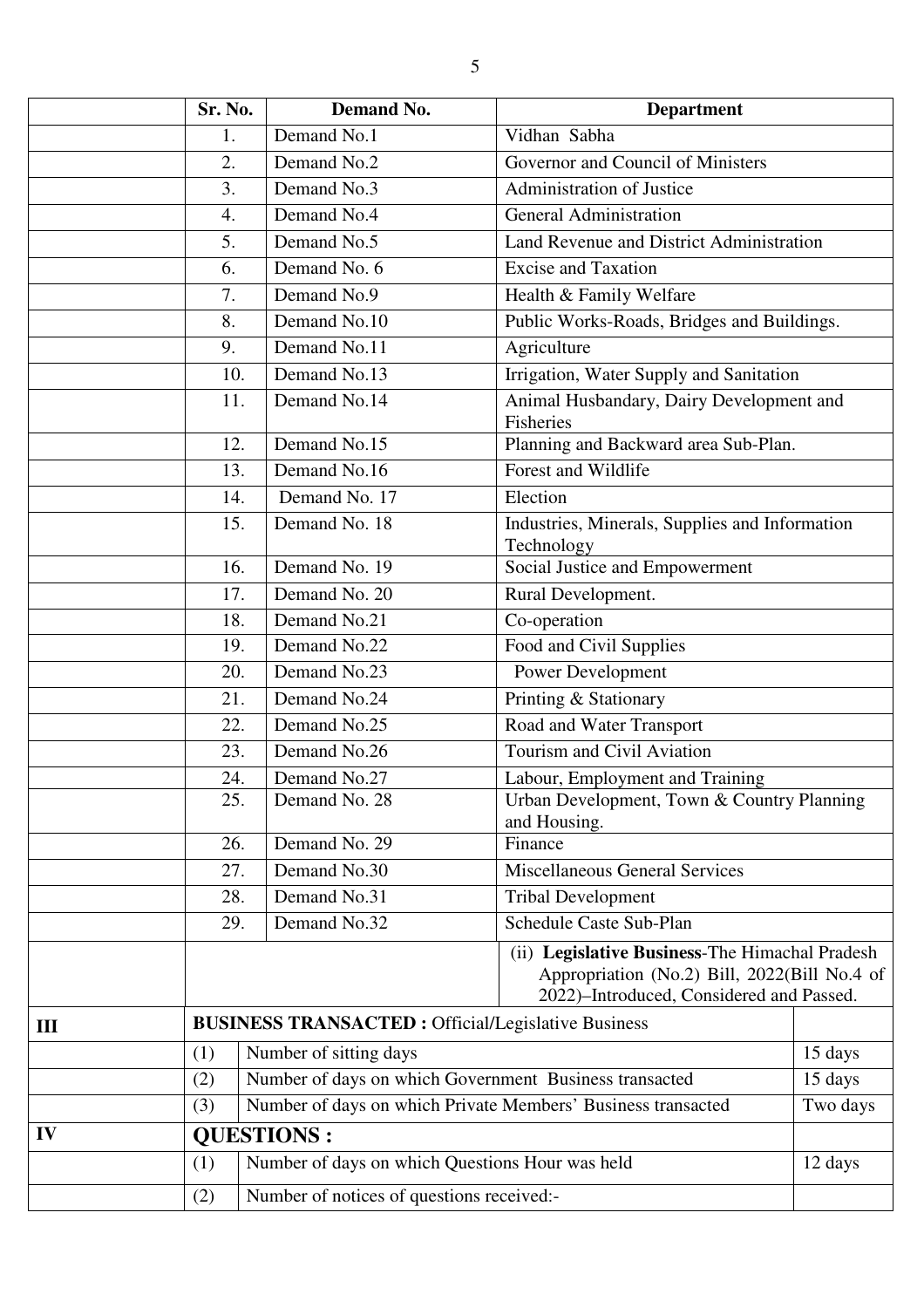| | Sr. No. | Demand No. | Department |
|---|---|---|---|
| | 1. | Demand No.1 | Vidhan Sabha |
| | 2. | Demand No.2 | Governor and Council of Ministers |
| | 3. | Demand No.3 | Administration of Justice |
| | 4. | Demand No.4 | General Administration |
| | 5. | Demand No.5 | Land Revenue and District Administration |
| | 6. | Demand No. 6 | Excise and Taxation |
| | 7. | Demand No.9 | Health & Family Welfare |
| | 8. | Demand No.10 | Public Works-Roads, Bridges and Buildings. |
| | 9. | Demand No.11 | Agriculture |
| | 10. | Demand No.13 | Irrigation, Water Supply and Sanitation |
| | 11. | Demand No.14 | Animal Husbandary, Dairy Development and Fisheries |
| | 12. | Demand No.15 | Planning and Backward area Sub-Plan. |
| | 13. | Demand No.16 | Forest and Wildlife |
| | 14. | Demand No. 17 | Election |
| | 15. | Demand No. 18 | Industries, Minerals, Supplies and Information Technology |
| | 16. | Demand No. 19 | Social Justice and Empowerment |
| | 17. | Demand No. 20 | Rural Development. |
| | 18. | Demand No.21 | Co-operation |
| | 19. | Demand No.22 | Food and Civil Supplies |
| | 20. | Demand No.23 | Power Development |
| | 21. | Demand No.24 | Printing & Stationary |
| | 22. | Demand No.25 | Road and Water Transport |
| | 23. | Demand No.26 | Tourism and Civil Aviation |
| | 24. | Demand No.27 | Labour, Employment and Training |
| | 25. | Demand No. 28 | Urban Development, Town & Country Planning and Housing. |
| | 26. | Demand No. 29 | Finance |
| | 27. | Demand No.30 | Miscellaneous General Services |
| | 28. | Demand No.31 | Tribal Development |
| | 29. | Demand No.32 | Schedule Caste Sub-Plan |
| | | | (ii) **Legislative Business**-The Himachal Pradesh Appropriation (No.2) Bill, 2022(Bill No.4 of 2022)–Introduced, Considered and Passed. |

| | | | |
|---|---|---|---|
| **III** | **BUSINESS TRANSACTED :** Official/Legislative Business | | |
| | (1) | Number of sitting days | 15 days |
| | (2) | Number of days on which Government Business transacted | 15 days |
| | (3) | Number of days on which Private Members' Business transacted | Two days |
| **IV** | **QUESTIONS :** | | |
| | (1) | Number of days on which Questions Hour was held | 12 days |
| | (2) | Number of notices of questions received:- | |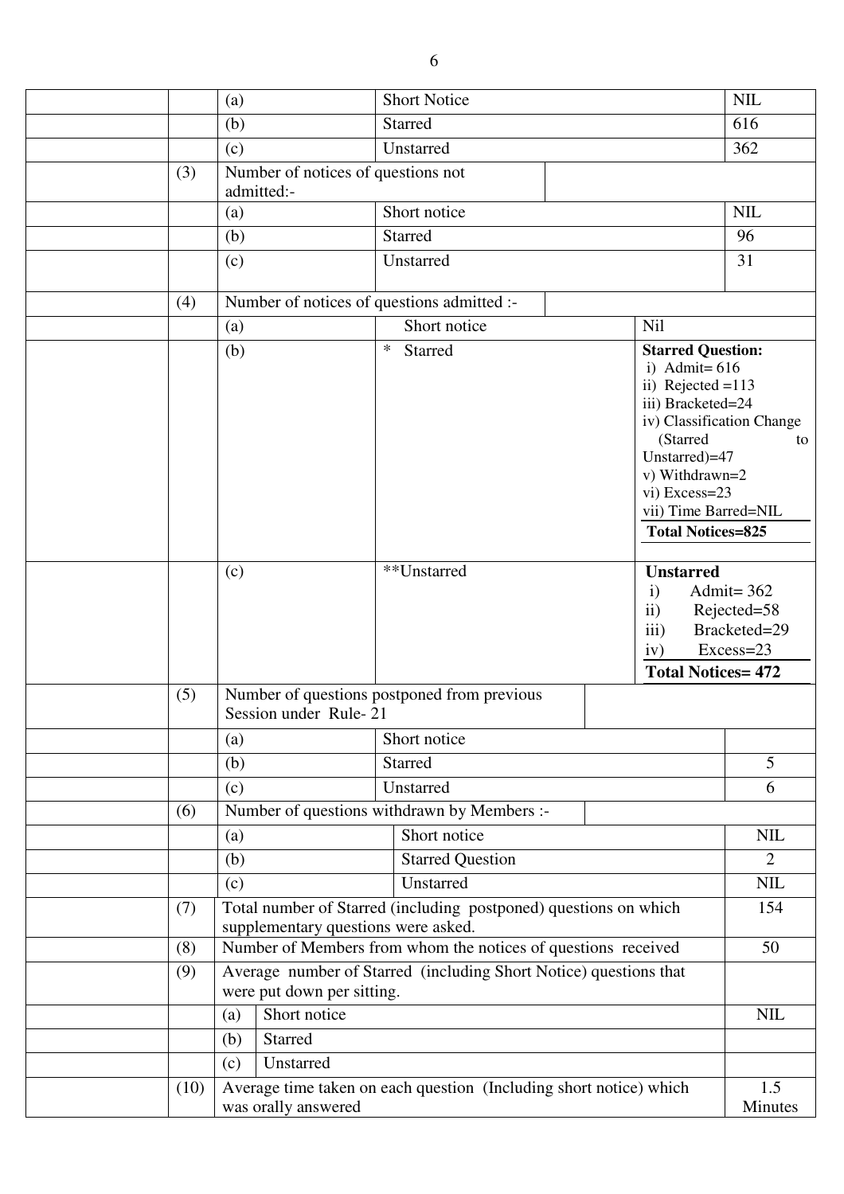| | | | | | |
|---|---|---|---|---|---|
| | | (a) | Short Notice | | NIL |
| | | (b) | Starred | | 616 |
| | | (c) | Unstarred | | 362 |
| | (3) | Number of notices of questions not admitted:- | | | |
| | | (a) | Short notice | | NIL |
| | | (b) | Starred | | 96 |
| | | (c) | Unstarred | | 31 |
| | (4) | Number of notices of questions admitted :- | | | |
| | | (a) | Short notice | Nil | |
| | | (b) | * Starred | **Starred Question:**<br>i) Admit= 616<br>ii) Rejected =113<br>iii) Bracketed=24<br>iv) Classification Change (Starred to Unstarred)=47<br>v) Withdrawn=2<br>vi) Excess=23<br>vii) Time Barred=NIL<br>**Total Notices=825** | |
| | | (c) | **Unstarred | **Unstarred**<br>i) Admit= 362<br>ii) Rejected=58<br>iii) Bracketed=29<br>iv) Excess=23<br>**Total Notices= 472** | |
| | (5) | Number of questions postponed from previous Session under Rule- 21 | | | |
| | | (a) | Short notice | | |
| | | (b) | Starred | | 5 |
| | | (c) | Unstarred | | 6 |
| | (6) | Number of questions withdrawn by Members :- | | | |
| | | (a) | Short notice | | NIL |
| | | (b) | Starred Question | | 2 |
| | | (c) | Unstarred | | NIL |
| | (7) | Total number of Starred (including postponed) questions on which supplementary questions were asked. | | | 154 |
| | (8) | Number of Members from whom the notices of questions received | | | 50 |
| | (9) | Average number of Starred (including Short Notice) questions that were put down per sitting. | | | |
| | | (a) | Short notice | | NIL |
| | | (b) | Starred | | |
| | | (c) | Unstarred | | |
| | (10) | Average time taken on each question (Including short notice) which was orally answered | | | 1.5 Minutes |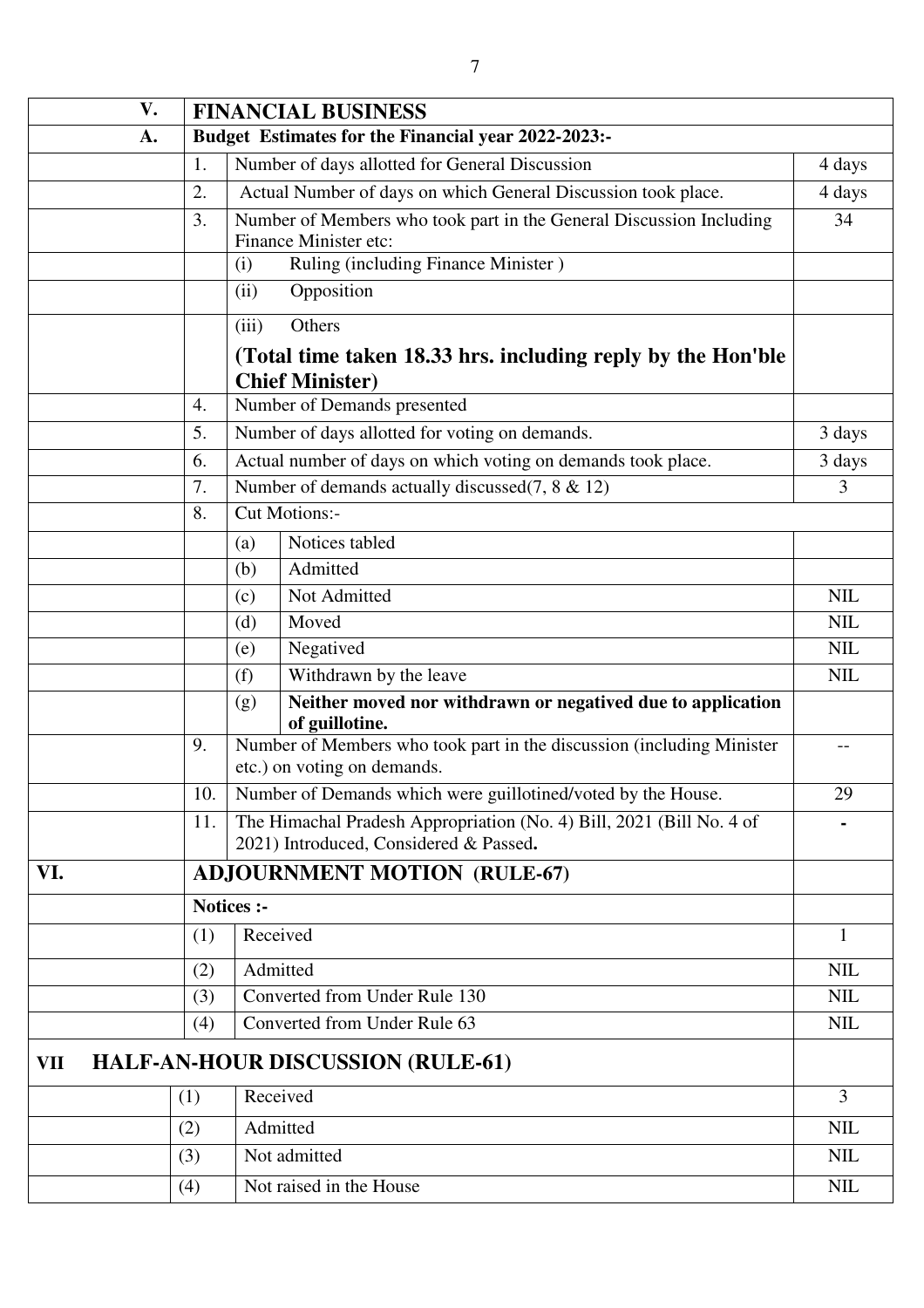| | | | | |
|---|---|---|---|---|
| **V.** | **FINANCIAL BUSINESS** | | | |
| **A.** | **Budget Estimates for the Financial year 2022-2023:-** | | | |
| | 1. | Number of days allotted for General Discussion | | 4 days |
| | 2. | Actual Number of days on which General Discussion took place. | | 4 days |
| | 3. | Number of Members who took part in the General Discussion Including Finance Minister etc: | | 34 |
| | | (i) Ruling (including Finance Minister ) | | |
| | | (ii) Opposition | | |
| | | (iii) Others **(Total time taken 18.33 hrs. including reply by the Hon'ble Chief Minister)** | | |
| | 4. | Number of Demands presented | | |
| | 5. | Number of days allotted for voting on demands. | | 3 days |
| | 6. | Actual number of days on which voting on demands took place. | | 3 days |
| | 7. | Number of demands actually discussed(7, 8 & 12) | | 3 |
| | 8. | Cut Motions:- | | |
| | | (a) | Notices tabled | |
| | | (b) | Admitted | |
| | | (c) | Not Admitted | NIL |
| | | (d) | Moved | NIL |
| | | (e) | Negatived | NIL |
| | | (f) | Withdrawn by the leave | NIL |
| | | (g) | **Neither moved nor withdrawn or negatived due to application of guillotine.** | |
| | 9. | Number of Members who took part in the discussion (including Minister etc.) on voting on demands. | | -- |
| | 10. | Number of Demands which were guillotined/voted by the House. | | 29 |
| | 11. | The Himachal Pradesh Appropriation (No. 4) Bill, 2021 (Bill No. 4 of 2021) Introduced, Considered & Passed**.** | | - |
| **VI.** | **ADJOURNMENT MOTION (RULE-67)** | | | |
| | **Notices :-** | | | |
| | (1) | Received | | 1 |
| | (2) | Admitted | | NIL |
| | (3) | Converted from Under Rule 130 | | NIL |
| | (4) | Converted from Under Rule 63 | | NIL |
| **VII** | **HALF-AN-HOUR DISCUSSION (RULE-61)** | | | |
| | (1) | Received | | 3 |
| | (2) | Admitted | | NIL |
| | (3) | Not admitted | | NIL |
| | (4) | Not raised in the House | | NIL |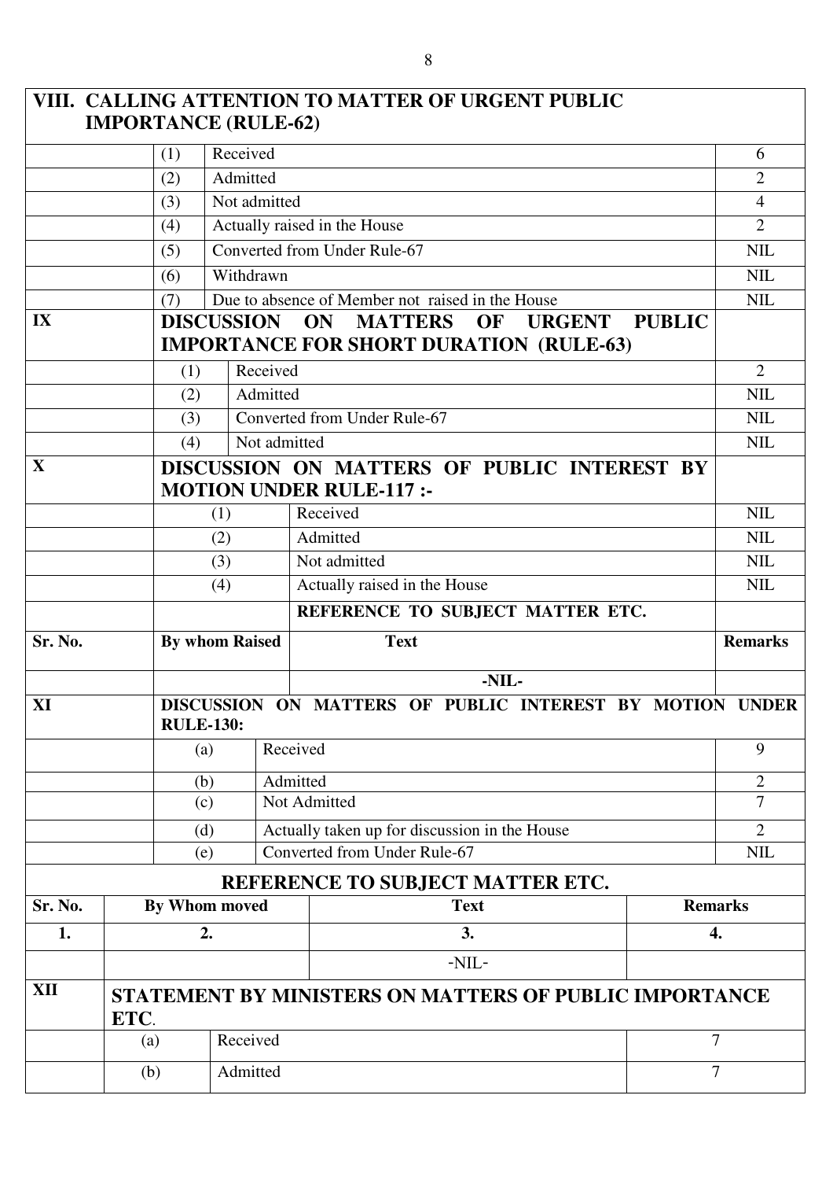## VIII. CALLING ATTENTION TO MATTER OF URGENT PUBLIC IMPORTANCE (RULE-62)

| | | | |
|---|---|---|---|
| | (1) | Received | 6 |
| | (2) | Admitted | 2 |
| | (3) | Not admitted | 4 |
| | (4) | Actually raised in the House | 2 |
| | (5) | Converted from Under Rule-67 | NIL |
| | (6) | Withdrawn | NIL |
| | (7) | Due to absence of Member not raised in the House | NIL |

## IX DISCUSSION ON MATTERS OF URGENT PUBLIC IMPORTANCE FOR SHORT DURATION (RULE-63)

| | | | |
|---|---|---|---|
| | (1) | Received | 2 |
| | (2) | Admitted | NIL |
| | (3) | Converted from Under Rule-67 | NIL |
| | (4) | Not admitted | NIL |

## X DISCUSSION ON MATTERS OF PUBLIC INTEREST BY MOTION UNDER RULE-117 :-

| | | | |
|---|---|---|---|
| | (1) | Received | NIL |
| | (2) | Admitted | NIL |
| | (3) | Not admitted | NIL |
| | (4) | Actually raised in the House | NIL |

**REFERENCE TO SUBJECT MATTER ETC.**

| Sr. No. | By whom Raised | Text | Remarks |
|---|---|---|---|
| | | -NIL- | |

## XI DISCUSSION ON MATTERS OF PUBLIC INTEREST BY MOTION UNDER RULE-130:

| | | | |
|---|---|---|---|
| | (a) | Received | 9 |
| | (b) | Admitted | 2 |
| | (c) | Not Admitted | 7 |
| | (d) | Actually taken up for discussion in the House | 2 |
| | (e) | Converted from Under Rule-67 | NIL |

**REFERENCE TO SUBJECT MATTER ETC.**

| Sr. No. | By Whom moved | Text | Remarks |
|---|---|---|---|
| **1.** | **2.** | **3.** | **4.** |
| | | -NIL- | |

## XII STATEMENT BY MINISTERS ON MATTERS OF PUBLIC IMPORTANCE ETC.

| | | |
|---|---|---|
| (a) | Received | 7 |
| (b) | Admitted | 7 |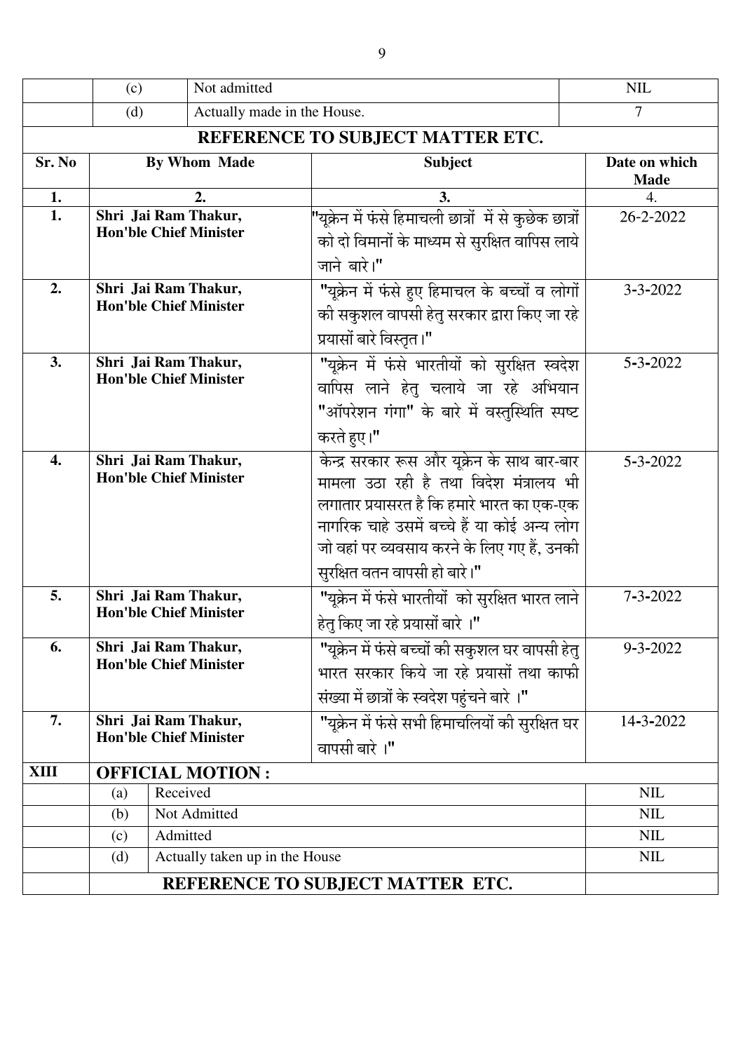| | (c) | Not admitted | NIL |
|---|---|---|---|
| | (d) | Actually made in the House. | 7 |

**REFERENCE TO SUBJECT MATTER ETC.**

| Sr. No | By Whom Made | Subject | Date on which Made |
|---|---|---|---|
| 1. | 2. | 3. | 4. |
| 1. | **Shri Jai Ram Thakur, Hon'ble Chief Minister** | "यूक्रेन में फंसे हिमाचली छात्रों में से कुछेक छात्रों को दो विमानों के माध्यम से सुरक्षित वापिस लाये जाने बारे।" | 26-2-2022 |
| 2. | **Shri Jai Ram Thakur, Hon'ble Chief Minister** | "यूक्रेन में फंसे हुए हिमाचल के बच्चों व लोगों की सकुशल वापसी हेतु सरकार द्वारा किए जा रहे प्रयासों बारे विस्तृत।" | 3-3-2022 |
| 3. | **Shri Jai Ram Thakur, Hon'ble Chief Minister** | "यूक्रेन में फंसे भारतीयों को सुरक्षित स्वदेश वापिस लाने हेतु चलाये जा रहे अभियान "ऑपरेशन गंगा" के बारे में वस्तुस्थिति स्पष्ट करते हुए।" | 5-3-2022 |
| 4. | **Shri Jai Ram Thakur, Hon'ble Chief Minister** | केन्द्र सरकार रूस और यूक्रेन के साथ बार-बार मामला उठा रही है तथा विदेश मंत्रालय भी लगातार प्रयासरत है कि हमारे भारत का एक-एक नागरिक चाहे उसमें बच्चे हैं या कोई अन्य लोग जो वहां पर व्यवसाय करने के लिए गए हैं, उनकी सुरक्षित वतन वापसी हो बारे।" | 5-3-2022 |
| 5. | **Shri Jai Ram Thakur, Hon'ble Chief Minister** | "यूक्रेन में फंसे भारतीयों को सुरक्षित भारत लाने हेतु किए जा रहे प्रयासों बारे ।" | 7-3-2022 |
| 6. | **Shri Jai Ram Thakur, Hon'ble Chief Minister** | "यूक्रेन में फंसे बच्चों की सकुशल घर वापसी हेतु भारत सरकार किये जा रहे प्रयासों तथा काफी संख्या में छात्रों के स्वदेश पहुंचने बारे ।" | 9-3-2022 |
| 7. | **Shri Jai Ram Thakur, Hon'ble Chief Minister** | "यूक्रेन में फंसे सभी हिमाचलियों की सुरक्षित घर वापसी बारे ।" | 14-3-2022 |

| **XIII** | **OFFICIAL MOTION :** | | |
|---|---|---|---|
| | (a) | Received | NIL |
| | (b) | Not Admitted | NIL |
| | (c) | Admitted | NIL |
| | (d) | Actually taken up in the House | NIL |

**REFERENCE TO SUBJECT MATTER ETC.**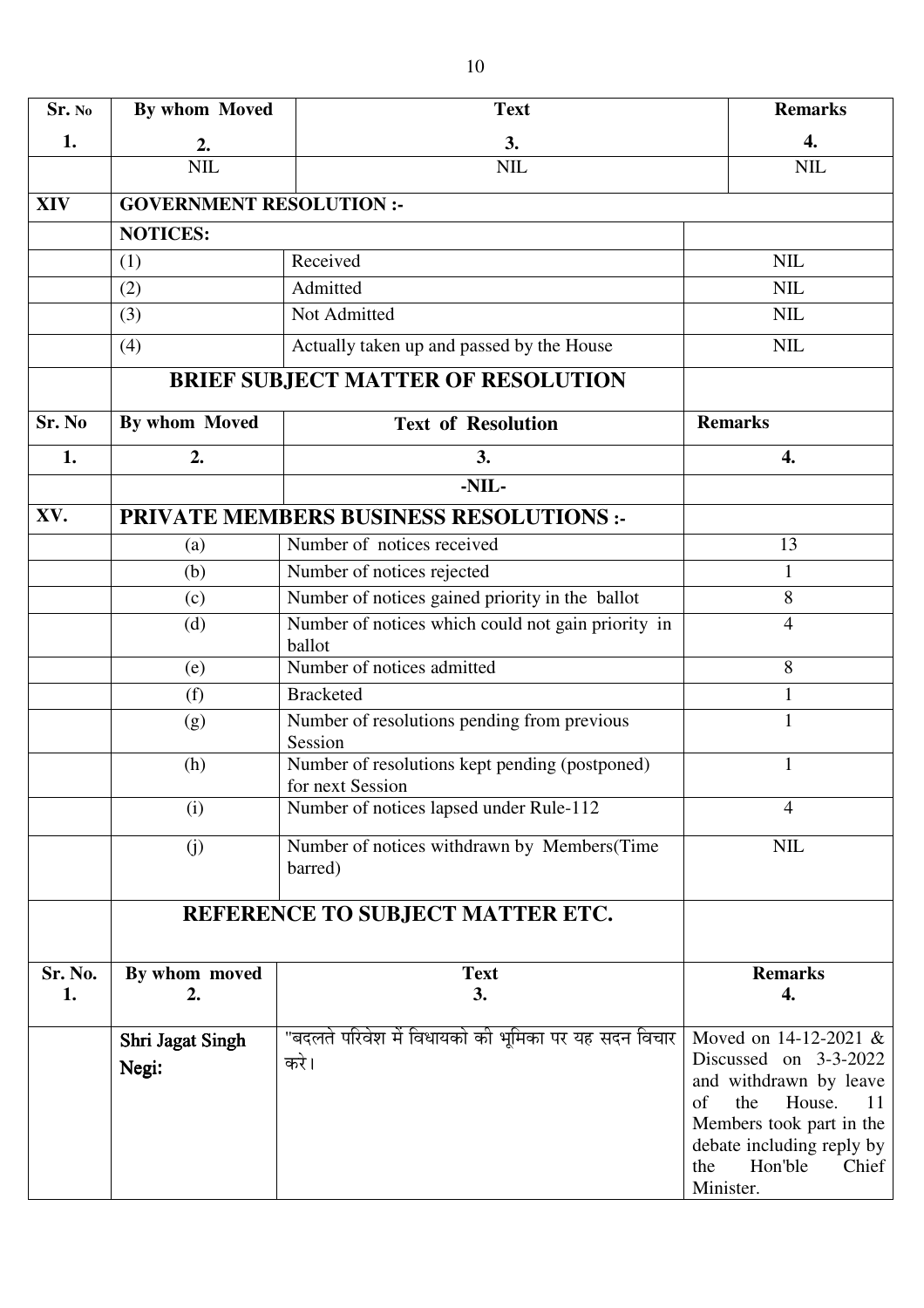| Sr. No 1. | By whom Moved 2. | Text 3. | Remarks 4. |
|---|---|---|---|
| | NIL | NIL | NIL |

| | | | |
|---|---|---|---|
| **XIV** | **GOVERNMENT RESOLUTION :-** | | |
| | **NOTICES:** | | |
| | (1) | Received | NIL |
| | (2) | Admitted | NIL |
| | (3) | Not Admitted | NIL |
| | (4) | Actually taken up and passed by the House | NIL |

## BRIEF SUBJECT MATTER OF RESOLUTION

| Sr. No | By whom Moved | Text of Resolution | Remarks |
|---|---|---|---|
| **1.** | **2.** | **3.** | **4.** |
| | | -NIL- | |

## XV. PRIVATE MEMBERS BUSINESS RESOLUTIONS :-

| | | | |
|---|---|---|---|
| | (a) | Number of notices received | 13 |
| | (b) | Number of notices rejected | 1 |
| | (c) | Number of notices gained priority in the ballot | 8 |
| | (d) | Number of notices which could not gain priority in ballot | 4 |
| | (e) | Number of notices admitted | 8 |
| | (f) | Bracketed | 1 |
| | (g) | Number of resolutions pending from previous Session | 1 |
| | (h) | Number of resolutions kept pending (postponed) for next Session | 1 |
| | (i) | Number of notices lapsed under Rule-112 | 4 |
| | (j) | Number of notices withdrawn by Members(Time barred) | NIL |

## REFERENCE TO SUBJECT MATTER ETC.

| Sr. No. 1. | By whom moved 2. | Text 3. | Remarks 4. |
|---|---|---|---|
| | Shri Jagat Singh Negi: | "बदलते परिवेश में विधायको की भूमिका पर यह सदन विचार करे। | Moved on 14-12-2021 & Discussed on 3-3-2022 and withdrawn by leave of the House. 11 Members took part in the debate including reply by the Hon'ble Chief Minister. |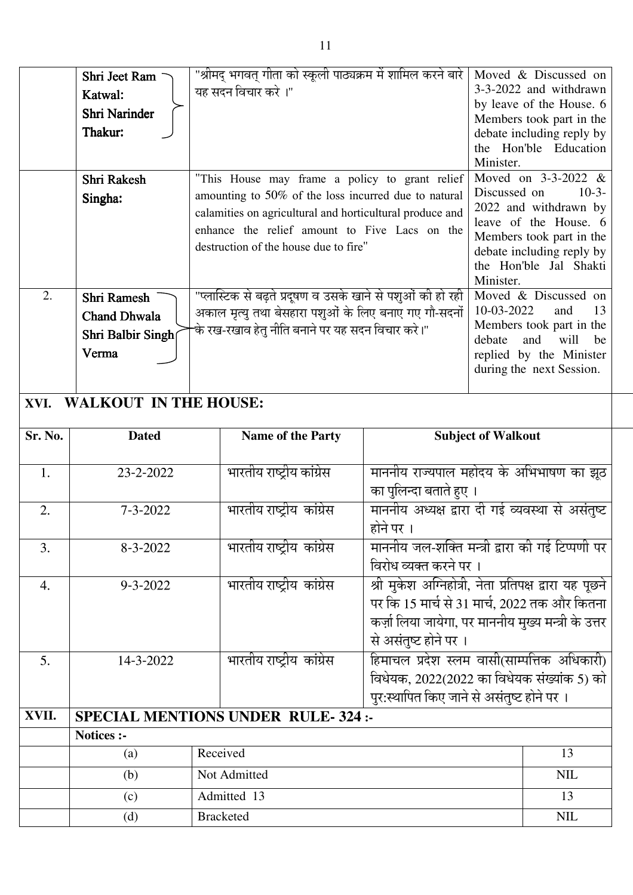| | | | |
|---|---|---|---|
| | Shri Jeet Ram Katwal: Shri Narinder Thakur: | "श्रीमद् भगवत् गीता को स्कूली पाठ्यक्रम में शामिल करने बारे यह सदन विचार करे ।" | Moved & Discussed on 3-3-2022 and withdrawn by leave of the House. 6 Members took part in the debate including reply by the Hon'ble Education Minister. |
| | Shri Rakesh Singha: | "This House may frame a policy to grant relief amounting to 50% of the loss incurred due to natural calamities on agricultural and horticultural produce and enhance the relief amount to Five Lacs on the destruction of the house due to fire" | Moved on 3-3-2022 & Discussed on 10-3-2022 and withdrawn by leave of the House. 6 Members took part in the debate including reply by the Hon'ble Jal Shakti Minister. |
| 2. | Shri Ramesh Chand Dhwala Shri Balbir Singh Verma | "प्लास्टिक से बढ़ते प्रदूषण व उसके खाने से पशुओं की हो रही अकाल मृत्यु तथा बेसहारा पशुओं के लिए बनाए गए गौ-सदनों के रख-रखाव हेतु नीति बनाने पर यह सदन विचार करे।" | Moved & Discussed on 10-03-2022 and 13 Members took part in the debate and will be replied by the Minister during the next Session. |

## XVI. WALKOUT IN THE HOUSE:

| Sr. No. | Dated | Name of the Party | Subject of Walkout |
|---|---|---|---|
| 1. | 23-2-2022 | भारतीय राष्ट्रीय कांग्रेस | माननीय राज्यपाल महोदय के अभिभाषण का झूठ का पुलिन्दा बताते हुए । |
| 2. | 7-3-2022 | भारतीय राष्ट्रीय कांग्रेस | माननीय अध्यक्ष द्वारा दी गई व्यवस्था से असंतुष्ट होने पर । |
| 3. | 8-3-2022 | भारतीय राष्ट्रीय कांग्रेस | माननीय जल-शक्ति मन्त्री द्वारा की गई टिप्पणी पर विरोध व्यक्त करने पर । |
| 4. | 9-3-2022 | भारतीय राष्ट्रीय कांग्रेस | श्री मुकेश अग्निहोत्री, नेता प्रतिपक्ष द्वारा यह पूछने पर कि 15 मार्च से 31 मार्च, 2022 तक और कितना कर्ज़ा लिया जायेगा, पर माननीय मुख्य मन्त्री के उत्तर से असंतुष्ट होने पर । |
| 5. | 14-3-2022 | भारतीय राष्ट्रीय कांग्रेस | हिमाचल प्रदेश स्लम वासी(साम्पत्तिक अधिकारी) विधेयक, 2022(2022 का विधेयक संख्यांक 5) को पुर:स्थापित किए जाने से असंतुष्ट होने पर । |

## XVII. SPECIAL MENTIONS UNDER RULE- 324 :-

| | | | |
|---|---|---|---|
| | **Notices :-** | | |
| | (a) | Received | 13 |
| | (b) | Not Admitted | NIL |
| | (c) | Admitted 13 | 13 |
| | (d) | Bracketed | NIL |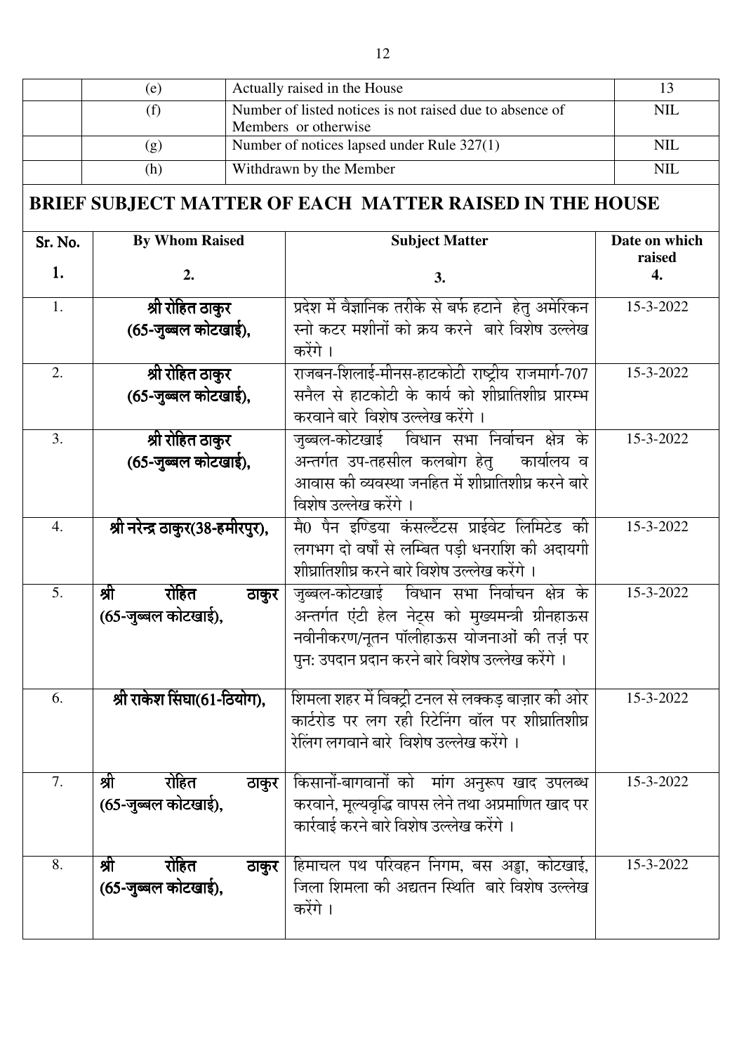| | | | |
|---|---|---|---|
| | (e) | Actually raised in the House | 13 |
| | (f) | Number of listed notices is not raised due to absence of Members or otherwise | NIL |
| | (g) | Number of notices lapsed under Rule 327(1) | NIL |
| | (h) | Withdrawn by the Member | NIL |

## BRIEF SUBJECT MATTER OF EACH MATTER RAISED IN THE HOUSE

| Sr. No. 1. | By Whom Raised 2. | Subject Matter 3. | Date on which raised 4. |
|---|---|---|---|
| 1. | **श्री रोहित ठाकुर (65-जुब्बल कोटखाई),** | प्रदेश में वैज्ञानिक तरीके से बर्फ हटाने हेतु अमेरिकन स्नो कटर मशीनों को क्रय करने बारे विशेष उल्लेख करेंगे । | 15-3-2022 |
| 2. | **श्री रोहित ठाकुर (65-जुब्बल कोटखाई),** | राजबन-शिलाई-मीनस-हाटकोटी राष्ट्रीय राजमार्ग-707 सनैल से हाटकोटी के कार्य को शीघ्रातिशीघ्र प्रारम्भ करवाने बारे विशेष उल्लेख करेंगे । | 15-3-2022 |
| 3. | **श्री रोहित ठाकुर (65-जुब्बल कोटखाई),** | जुब्बल-कोटखाई विधान सभा निर्वाचन क्षेत्र के अन्तर्गत उप-तहसील कलबोग हेतु कार्यालय व आवास की व्यवस्था जनहित में शीघ्रातिशीघ्र करने बारे विशेष उल्लेख करेंगे । | 15-3-2022 |
| 4. | **श्री नरेन्द्र ठाकुर(38-हमीरपुर),** | मै0 पैन इण्डिया कंसल्टेंटस प्राईवेट लिमिटेड की लगभग दो वर्षों से लम्बित पड़ी धनराशि की अदायगी शीघ्रातिशीघ्र करने बारे विशेष उल्लेख करेंगे । | 15-3-2022 |
| 5. | **श्री रोहित ठाकुर (65-जुब्बल कोटखाई),** | जुब्बल-कोटखाई विधान सभा निर्वाचन क्षेत्र के अन्तर्गत एंटी हेल नेट्स को मुख्यमन्त्री ग्रीनहाऊस नवीनीकरण/नूतन पॉलीहाऊस योजनाओं की तर्ज़ पर पुन: उपदान प्रदान करने बारे विशेष उल्लेख करेंगे । | 15-3-2022 |
| 6. | **श्री राकेश सिंघा(61-ठियोग),** | शिमला शहर में विक्ट्री टनल से लक्कड़ बाज़ार की ओर कार्टरोड पर लग रही रिटेनिंग वॉल पर शीघ्रातिशीघ्र रेलिंग लगवाने बारे विशेष उल्लेख करेंगे । | 15-3-2022 |
| 7. | **श्री रोहित ठाकुर (65-जुब्बल कोटखाई),** | किसानों-बागवानों को मांग अनुरूप खाद उपलब्ध करवाने, मूल्यवृद्धि वापस लेने तथा अप्रमाणित खाद पर कार्रवाई करने बारे विशेष उल्लेख करेंगे । | 15-3-2022 |
| 8. | **श्री रोहित ठाकुर (65-जुब्बल कोटखाई),** | हिमाचल पथ परिवहन निगम, बस अड्डा, कोटखाई, जिला शिमला की अद्यतन स्थिति बारे विशेष उल्लेख करेंगे । | 15-3-2022 |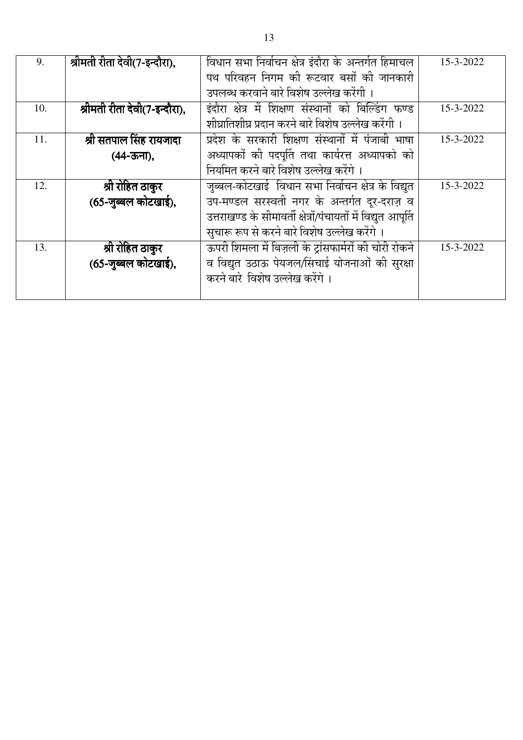| 9. | **श्रीमती रीता देवी(7-इन्दौरा),** | विधान सभा निर्वाचन क्षेत्र इंदौरा के अन्तर्गत हिमाचल पथ परिवहन निगम की रूटवार बसों की जानकारी उपलब्ध करवाने बारे विशेष उल्लेख करेंगी । | 15-3-2022 |
|---|---|---|---|
| 10. | **श्रीमती रीता देवी(7-इन्दौरा),** | इंदौरा क्षेत्र में शिक्षण संस्थानों को बिल्डिंग फण्ड शीघ्रातिशीघ्र प्रदान करने बारे विशेष उल्लेख करेंगी । | 15-3-2022 |
| 11. | **श्री सतपाल सिंह रायजादा (44-ऊना),** | प्रदेश के सरकारी शिक्षण संस्थानों में पंजाबी भाषा अध्यापकों की पदपूर्ति तथा कार्यरत्त अध्यापको को नियमित करने बारे विशेष उल्लेख करेंगे । | 15-3-2022 |
| 12. | **श्री रोहित ठाकुर (65-जुब्बल कोटखाई),** | जुब्बल-कोटखाई विधान सभा निर्वाचन क्षेत्र के विद्युत उप-मण्डल सरस्वती नगर के अन्तर्गत दूर-दराज़ व उत्तराखण्ड के सीमावर्ती क्षेत्रों/पंचायतों में विद्युत आपूर्ति सुचारू रूप से करने बारे विशेष उल्लेख करेंगे । | 15-3-2022 |
| 13. | **श्री रोहित ठाकुर (65-जुब्बल कोटखाई),** | ऊपरी शिमला में बिज़ली के ट्रांसफार्मरों की चोरी रोकने व विद्युत उठाऊ पेयजल/सिंचाई योजनाओं की सुरक्षा करने बारे विशेष उल्लेख करेंगे । | 15-3-2022 |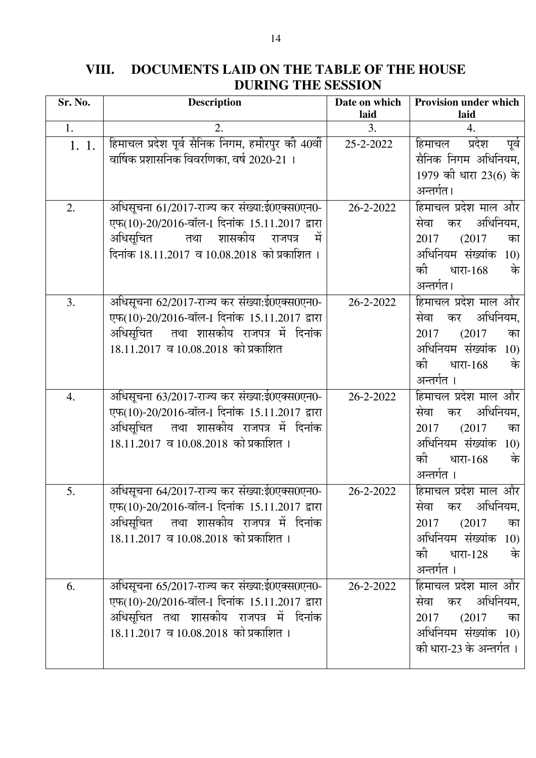## VIII. DOCUMENTS LAID ON THE TABLE OF THE HOUSE DURING THE SESSION

| Sr. No. | Description | Date on which laid | Provision under which laid |
|---|---|---|---|
| 1. | 2. | 3. | 4. |
| 1. 1. | हिमाचल प्रदेश पूर्व सैनिक निगम, हमीरपुर की 40वीं वार्षिक प्रशासनिक विवरणिका, वर्ष 2020-21 । | 25-2-2022 | हिमाचल प्रदेश पूर्व सैनिक निगम अधिनियम, 1979 की धारा 23(6) के अन्तर्गत। |
| 2. | अधिसूचना 61/2017-राज्य कर संख्या:ई0एक्स0एन0-एफ(10)-20/2016-वॉल-I दिनांक 15.11.2017 द्वारा अधिसूचित तथा शासकीय राजपत्र में दिनांक 18.11.2017 व 10.08.2018 को प्रकाशित । | 26-2-2022 | हिमाचल प्रदेश माल और सेवा कर अधिनियम, 2017 (2017 का अधिनियम संख्यांक 10) की धारा-168 के अन्तर्गत। |
| 3. | अधिसूचना 62/2017-राज्य कर संख्या:ई0एक्स0एन0-एफ(10)-20/2016-वॉल-I दिनांक 15.11.2017 द्वारा अधिसूचित तथा शासकीय राजपत्र में दिनांक 18.11.2017 व 10.08.2018 को प्रकाशित | 26-2-2022 | हिमाचल प्रदेश माल और सेवा कर अधिनियम, 2017 (2017 का अधिनियम संख्यांक 10) की धारा-168 के अन्तर्गत । |
| 4. | अधिसूचना 63/2017-राज्य कर संख्या:ई0एक्स0एन0-एफ(10)-20/2016-वॉल-I दिनांक 15.11.2017 द्वारा अधिसूचित तथा शासकीय राजपत्र में दिनांक 18.11.2017 व 10.08.2018 को प्रकाशित । | 26-2-2022 | हिमाचल प्रदेश माल और सेवा कर अधिनियम, 2017 (2017 का अधिनियम संख्यांक 10) की धारा-168 के अन्तर्गत । |
| 5. | अधिसूचना 64/2017-राज्य कर संख्या:ई0एक्स0एन0-एफ(10)-20/2016-वॉल-I दिनांक 15.11.2017 द्वारा अधिसूचित तथा शासकीय राजपत्र में दिनांक 18.11.2017 व 10.08.2018 को प्रकाशित । | 26-2-2022 | हिमाचल प्रदेश माल और सेवा कर अधिनियम, 2017 (2017 का अधिनियम संख्यांक 10) की धारा-128 के अन्तर्गत । |
| 6. | अधिसूचना 65/2017-राज्य कर संख्या:ई0एक्स0एन0-एफ(10)-20/2016-वॉल-I दिनांक 15.11.2017 द्वारा अधिसूचित तथा शासकीय राजपत्र में दिनांक 18.11.2017 व 10.08.2018 को प्रकाशित । | 26-2-2022 | हिमाचल प्रदेश माल और सेवा कर अधिनियम, 2017 (2017 का अधिनियम संख्यांक 10) की धारा-23 के अन्तर्गत । |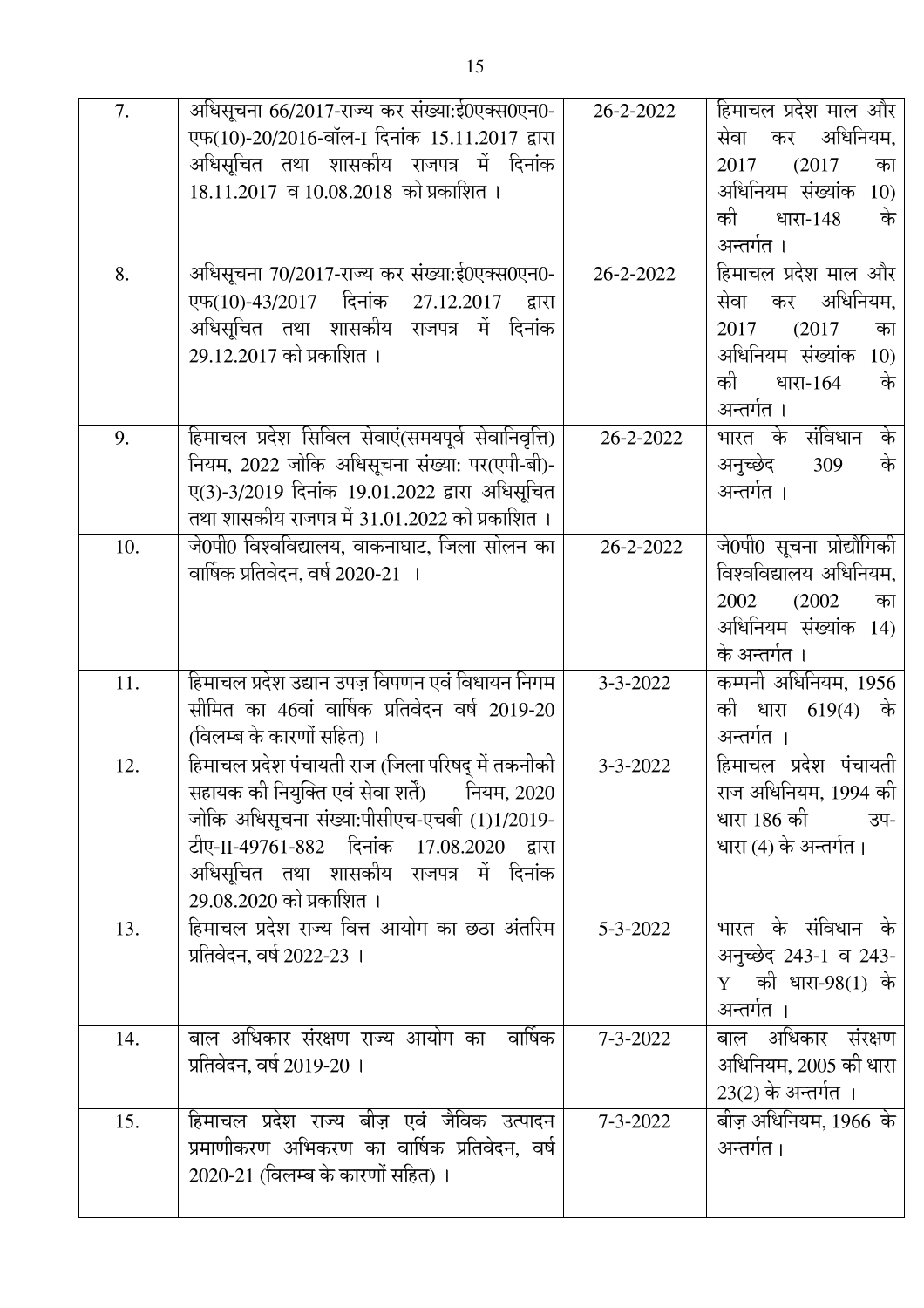| 7. | अधिसूचना 66/2017-राज्य कर संख्या:ई0एक्स0एन0-एफ(10)-20/2016-वॉल-I दिनांक 15.11.2017 द्वारा अधिसूचित तथा शासकीय राजपत्र में दिनांक 18.11.2017 व 10.08.2018 को प्रकाशित । | 26-2-2022 | हिमाचल प्रदेश माल और सेवा कर अधिनियम, 2017 (2017 का अधिनियम संख्यांक 10) की धारा-148 के अन्तर्गत । |
|---|---|---|---|
| 8. | अधिसूचना 70/2017-राज्य कर संख्या:ई0एक्स0एन0-एफ(10)-43/2017 दिनांक 27.12.2017 द्वारा अधिसूचित तथा शासकीय राजपत्र में दिनांक 29.12.2017 को प्रकाशित । | 26-2-2022 | हिमाचल प्रदेश माल और सेवा कर अधिनियम, 2017 (2017 का अधिनियम संख्यांक 10) की धारा-164 के अन्तर्गत । |
| 9. | हिमाचल प्रदेश सिविल सेवाएं(समयपूर्व सेवानिवृत्ति) नियम, 2022 जोकि अधिसूचना संख्या: पर(एपी-बी)-ए(3)-3/2019 दिनांक 19.01.2022 द्वारा अधिसूचित तथा शासकीय राजपत्र में 31.01.2022 को प्रकाशित । | 26-2-2022 | भारत के संविधान के अनुच्छेद 309 के अन्तर्गत । |
| 10. | जे0पी0 विश्वविद्यालय, वाकनाघाट, जिला सोलन का वार्षिक प्रतिवेदन, वर्ष 2020-21 । | 26-2-2022 | जे0पी0 सूचना प्रोद्योगिकी विश्वविद्यालय अधिनियम, 2002 (2002 का अधिनियम संख्यांक 14) के अन्तर्गत । |
| 11. | हिमाचल प्रदेश उद्यान उपज़ विपणन एवं विधायन निगम सीमित का 46वां वार्षिक प्रतिवेदन वर्ष 2019-20 (विलम्ब के कारणों सहित) । | 3-3-2022 | कम्पनी अधिनियम, 1956 की धारा 619(4) के अन्तर्गत । |
| 12. | हिमाचल प्रदेश पंचायती राज (जिला परिषद् में तकनीकी सहायक की नियुक्ति एवं सेवा शर्तें) नियम, 2020 जोकि अधिसूचना संख्या:पीसीएच-एचबी (1)1/2019-टीए-II-49761-882 दिनांक 17.08.2020 द्वारा अधिसूचित तथा शासकीय राजपत्र में दिनांक 29.08.2020 को प्रकाशित । | 3-3-2022 | हिमाचल प्रदेश पंचायती राज अधिनियम, 1994 की धारा 186 की उप-धारा (4) के अन्तर्गत । |
| 13. | हिमाचल प्रदेश राज्य वित्त आयोग का छठा अंतरिम प्रतिवेदन, वर्ष 2022-23 । | 5-3-2022 | भारत के संविधान के अनुच्छेद 243-1 व 243-Y की धारा-98(1) के अन्तर्गत । |
| 14. | बाल अधिकार संरक्षण राज्य आयोग का वार्षिक प्रतिवेदन, वर्ष 2019-20 । | 7-3-2022 | बाल अधिकार संरक्षण अधिनियम, 2005 की धारा 23(2) के अन्तर्गत । |
| 15. | हिमाचल प्रदेश राज्य बीज़ एवं जैविक उत्पादन प्रमाणीकरण अभिकरण का वार्षिक प्रतिवेदन, वर्ष 2020-21 (विलम्ब के कारणों सहित) । | 7-3-2022 | बीज़ अधिनियम, 1966 के अन्तर्गत। |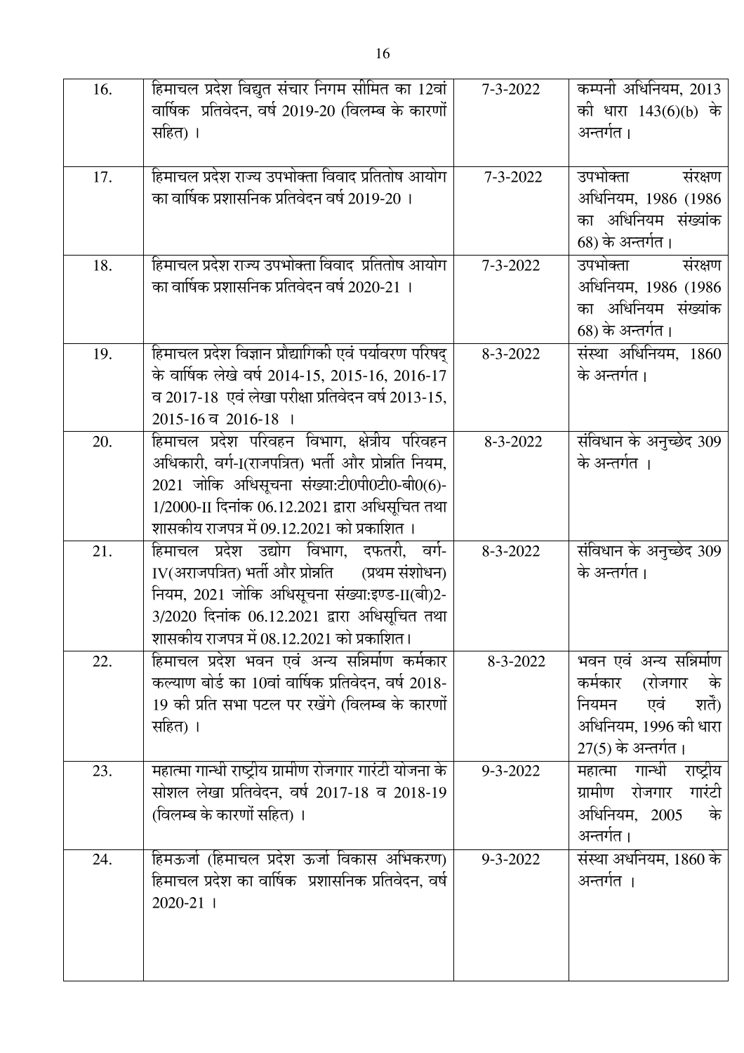| 16. | हिमाचल प्रदेश विद्युत संचार निगम सीमित का 12वां वार्षिक प्रतिवेदन, वर्ष 2019-20 (विलम्ब के कारणों सहित) । | 7-3-2022 | कम्पनी अधिनियम, 2013 की धारा 143(6)(b) के अन्तर्गत। |
|---|---|---|---|
| 17. | हिमाचल प्रदेश राज्य उपभोक्ता विवाद प्रतितोष आयोग का वार्षिक प्रशासनिक प्रतिवेदन वर्ष 2019-20 । | 7-3-2022 | उपभोक्ता संरक्षण अधिनियम, 1986 (1986 का अधिनियम संख्यांक 68) के अन्तर्गत। |
| 18. | हिमाचल प्रदेश राज्य उपभोक्ता विवाद प्रतितोष आयोग का वार्षिक प्रशासनिक प्रतिवेदन वर्ष 2020-21 । | 7-3-2022 | उपभोक्ता संरक्षण अधिनियम, 1986 (1986 का अधिनियम संख्यांक 68) के अन्तर्गत। |
| 19. | हिमाचल प्रदेश विज्ञान प्रौद्यागिकी एवं पर्यावरण परिषद् के वार्षिक लेखे वर्ष 2014-15, 2015-16, 2016-17 व 2017-18 एवं लेखा परीक्षा प्रतिवेदन वर्ष 2013-15, 2015-16 व 2016-18 । | 8-3-2022 | संस्था अधिनियम, 1860 के अन्तर्गत। |
| 20. | हिमाचल प्रदेश परिवहन विभाग, क्षेत्रीय परिवहन अधिकारी, वर्ग-I(राजपत्रित) भर्ती और प्रोन्नति नियम, 2021 जोकि अधिसूचना संख्या:टी0पी0टी0-बी0(6)-1/2000-II दिनांक 06.12.2021 द्वारा अधिसूचित तथा शासकीय राजपत्र में 09.12.2021 को प्रकाशित । | 8-3-2022 | संविधान के अनुच्छेद 309 के अन्तर्गत । |
| 21. | हिमाचल प्रदेश उद्योग विभाग, दफतरी, वर्ग-IV(अराजपत्रित) भर्ती और प्रोन्नति (प्रथम संशोधन) नियम, 2021 जोकि अधिसूचना संख्या:इण्ड-II(बी)2-3/2020 दिनांक 06.12.2021 द्वारा अधिसूचित तथा शासकीय राजपत्र में 08.12.2021 को प्रकाशित। | 8-3-2022 | संविधान के अनुच्छेद 309 के अन्तर्गत। |
| 22. | हिमाचल प्रदेश भवन एवं अन्य सन्निर्माण कर्मकार कल्याण बोर्ड का 10वां वार्षिक प्रतिवेदन, वर्ष 2018-19 की प्रति सभा पटल पर रखेंगे (विलम्ब के कारणों सहित) । | 8-3-2022 | भवन एवं अन्य सन्निर्माण कर्मकार (रोजगार के नियमन एवं शर्तें) अधिनियम, 1996 की धारा 27(5) के अन्तर्गत। |
| 23. | महात्मा गान्धी राष्ट्रीय ग्रामीण रोजगार गारंटी योजना के सोशल लेखा प्रतिवेदन, वर्ष 2017-18 व 2018-19 (विलम्ब के कारणों सहित) । | 9-3-2022 | महात्मा गान्धी राष्ट्रीय ग्रामीण रोजगार गारंटी अधिनियम, 2005 के अन्तर्गत। |
| 24. | हिमऊर्जा (हिमाचल प्रदेश ऊर्जा विकास अभिकरण) हिमाचल प्रदेश का वार्षिक प्रशासनिक प्रतिवेदन, वर्ष 2020-21 । | 9-3-2022 | संस्था अधनियम, 1860 के अन्तर्गत । |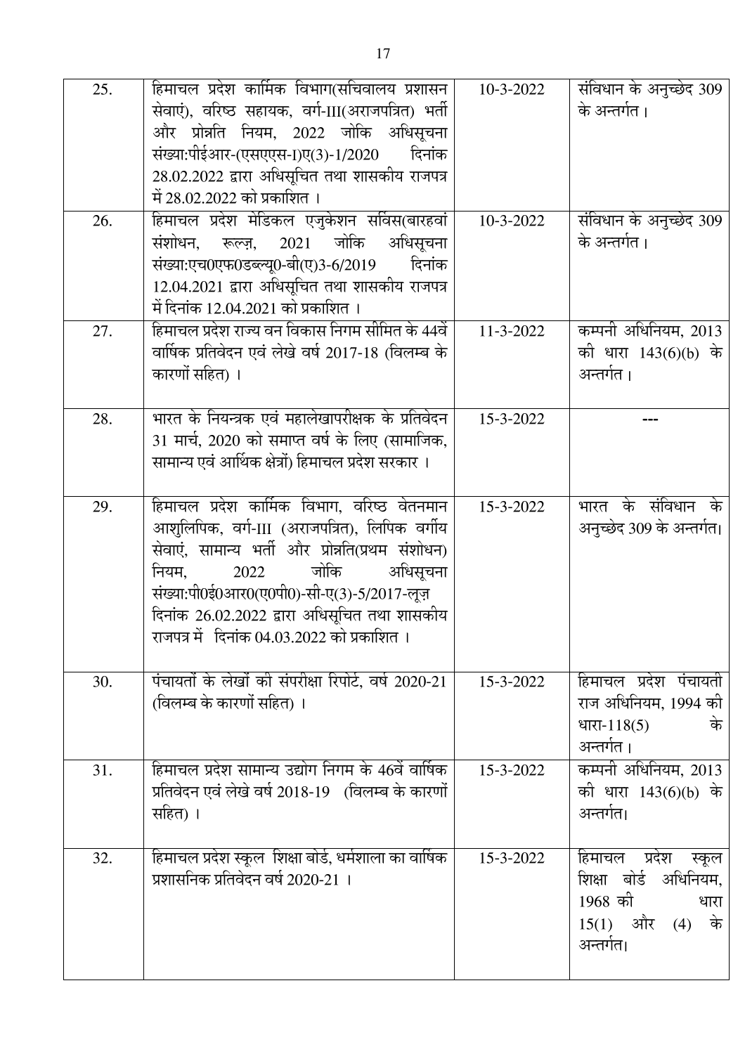| | | | |
|---|---|---|---|
| 25. | हिमाचल प्रदेश कार्मिक विभाग(सचिवालय प्रशासन सेवाएं), वरिष्ठ सहायक, वर्ग-III(अराजपत्रित) भर्ती और प्रोन्नति नियम, 2022 जोकि अधिसूचना संख्या:पीईआर-(एसएएस-I)ए(3)-1/2020 दिनांक 28.02.2022 द्वारा अधिसूचित तथा शासकीय राजपत्र में 28.02.2022 को प्रकाशित । | 10-3-2022 | संविधान के अनुच्छेद 309 के अन्तर्गत। |
| 26. | हिमाचल प्रदेश मेडिकल एजुकेशन सर्विस(बारहवां संशोधन, रूल्ज़, 2021 जोकि अधिसूचना संख्या:एच0एफ0डब्ल्यू0-बी(ए)3-6/2019 दिनांक 12.04.2021 द्वारा अधिसूचित तथा शासकीय राजपत्र में दिनांक 12.04.2021 को प्रकाशित । | 10-3-2022 | संविधान के अनुच्छेद 309 के अन्तर्गत। |
| 27. | हिमाचल प्रदेश राज्य वन विकास निगम सीमित के 44वें वार्षिक प्रतिवेदन एवं लेखे वर्ष 2017-18 (विलम्ब के कारणों सहित) । | 11-3-2022 | कम्पनी अधिनियम, 2013 की धारा 143(6)(b) के अन्तर्गत। |
| 28. | भारत के नियन्त्रक एवं महालेखापरीक्षक के प्रतिवेदन 31 मार्च, 2020 को समाप्त वर्ष के लिए (सामाजिक, सामान्य एवं आर्थिक क्षेत्रों) हिमाचल प्रदेश सरकार । | 15-3-2022 | --- |
| 29. | हिमाचल प्रदेश कार्मिक विभाग, वरिष्ठ वेतनमान आशुलिपिक, वर्ग-III (अराजपत्रित), लिपिक वर्गीय सेवाएं, सामान्य भर्ती और प्रोन्नति(प्रथम संशोधन) नियम, 2022 जोकि अधिसूचना संख्या:पी0ई0आर0(ए0पी0)-सी-ए(3)-5/2017-लूज़ दिनांक 26.02.2022 द्वारा अधिसूचित तथा शासकीय राजपत्र में दिनांक 04.03.2022 को प्रकाशित । | 15-3-2022 | भारत के संविधान के अनुच्छेद 309 के अन्तर्गत। |
| 30. | पंचायतों के लेखों की संपरीक्षा रिपोर्ट, वर्ष 2020-21 (विलम्ब के कारणों सहित) । | 15-3-2022 | हिमाचल प्रदेश पंचायती राज अधिनियम, 1994 की धारा-118(5) के अन्तर्गत। |
| 31. | हिमाचल प्रदेश सामान्य उद्योग निगम के 46वें वार्षिक प्रतिवेदन एवं लेखे वर्ष 2018-19 (विलम्ब के कारणों सहित) । | 15-3-2022 | कम्पनी अधिनियम, 2013 की धारा 143(6)(b) के अन्तर्गत। |
| 32. | हिमाचल प्रदेश स्कूल शिक्षा बोर्ड, धर्मशाला का वार्षिक प्रशासनिक प्रतिवेदन वर्ष 2020-21 । | 15-3-2022 | हिमाचल प्रदेश स्कूल शिक्षा बोर्ड अधिनियम, 1968 की धारा 15(1) और (4) के अन्तर्गत। |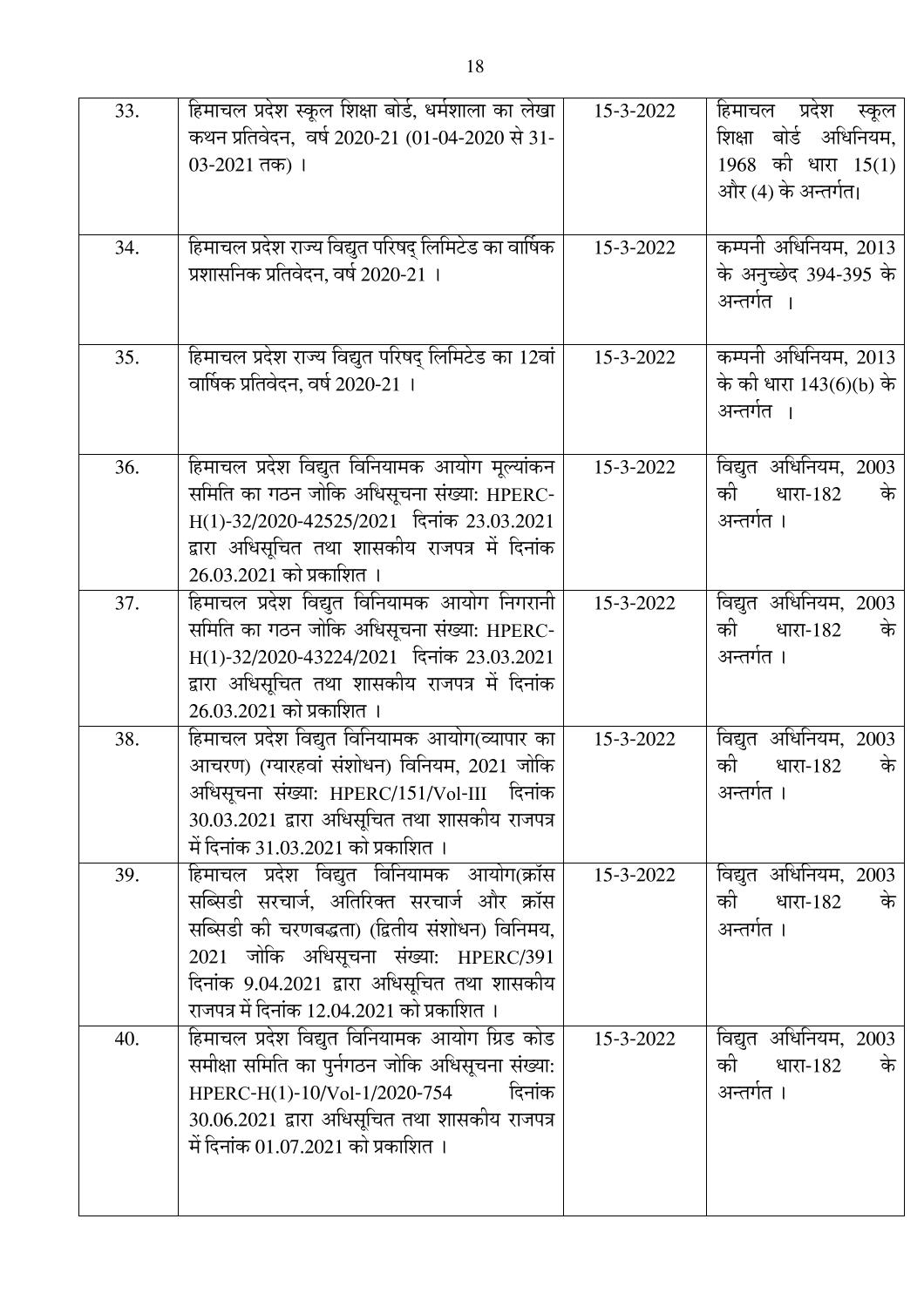| 33. | हिमाचल प्रदेश स्कूल शिक्षा बोर्ड, धर्मशाला का लेखा कथन प्रतिवेदन, वर्ष 2020-21 (01-04-2020 से 31-03-2021 तक) । | 15-3-2022 | हिमाचल प्रदेश स्कूल शिक्षा बोर्ड अधिनियम, 1968 की धारा 15(1) और (4) के अन्तर्गत। |
|---|---|---|---|
| 34. | हिमाचल प्रदेश राज्य विद्युत परिषद् लिमिटेड का वार्षिक प्रशासनिक प्रतिवेदन, वर्ष 2020-21 । | 15-3-2022 | कम्पनी अधिनियम, 2013 के अनुच्छेद 394-395 के अन्तर्गत । |
| 35. | हिमाचल प्रदेश राज्य विद्युत परिषद् लिमिटेड का 12वां वार्षिक प्रतिवेदन, वर्ष 2020-21 । | 15-3-2022 | कम्पनी अधिनियम, 2013 के की धारा 143(6)(b) के अन्तर्गत । |
| 36. | हिमाचल प्रदेश विद्युत विनियामक आयोग मूल्यांकन समिति का गठन जोकि अधिसूचना संख्या: HPERC-H(1)-32/2020-42525/2021 दिनांक 23.03.2021 द्वारा अधिसूचित तथा शासकीय राजपत्र में दिनांक 26.03.2021 को प्रकाशित । | 15-3-2022 | विद्युत अधिनियम, 2003 की धारा-182 के अन्तर्गत । |
| 37. | हिमाचल प्रदेश विद्युत विनियामक आयोग निगरानी समिति का गठन जोकि अधिसूचना संख्या: HPERC-H(1)-32/2020-43224/2021 दिनांक 23.03.2021 द्वारा अधिसूचित तथा शासकीय राजपत्र में दिनांक 26.03.2021 को प्रकाशित । | 15-3-2022 | विद्युत अधिनियम, 2003 की धारा-182 के अन्तर्गत । |
| 38. | हिमाचल प्रदेश विद्युत विनियामक आयोग(व्यापार का आचरण) (ग्यारहवां संशोधन) विनियम, 2021 जोकि अधिसूचना संख्या: HPERC/151/Vol-III दिनांक 30.03.2021 द्वारा अधिसूचित तथा शासकीय राजपत्र में दिनांक 31.03.2021 को प्रकाशित । | 15-3-2022 | विद्युत अधिनियम, 2003 की धारा-182 के अन्तर्गत । |
| 39. | हिमाचल प्रदेश विद्युत विनियामक आयोग(क्रॉस सब्सिडी सरचार्ज, अतिरिक्त सरचार्ज और क्रॉस सब्सिडी की चरणबद्धता) (द्वितीय संशोधन) विनिमय, 2021 जोकि अधिसूचना संख्या: HPERC/391 दिनांक 9.04.2021 द्वारा अधिसूचित तथा शासकीय राजपत्र में दिनांक 12.04.2021 को प्रकाशित । | 15-3-2022 | विद्युत अधिनियम, 2003 की धारा-182 के अन्तर्गत । |
| 40. | हिमाचल प्रदेश विद्युत विनियामक आयोग ग्रिड कोड समीक्षा समिति का पुर्नगठन जोकि अधिसूचना संख्या: HPERC-H(1)-10/Vol-1/2020-754 दिनांक 30.06.2021 द्वारा अधिसूचित तथा शासकीय राजपत्र में दिनांक 01.07.2021 को प्रकाशित । | 15-3-2022 | विद्युत अधिनियम, 2003 की धारा-182 के अन्तर्गत । |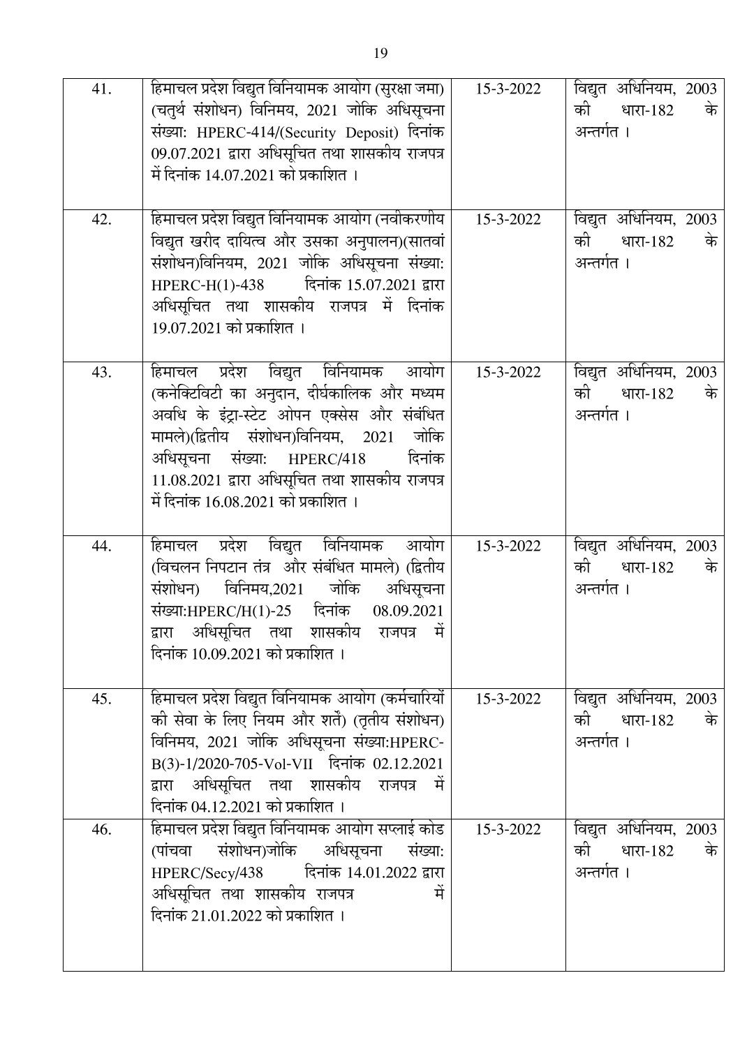| | | | |
|---|---|---|---|
| 41. | हिमाचल प्रदेश विद्युत विनियामक आयोग (सुरक्षा जमा) (चतुर्थ संशोधन) विनिमय, 2021 जोकि अधिसूचना संख्या: HPERC-414/(Security Deposit) दिनांक 09.07.2021 द्वारा अधिसूचित तथा शासकीय राजपत्र में दिनांक 14.07.2021 को प्रकाशित । | 15-3-2022 | विद्युत अधिनियम, 2003 की धारा-182 के अन्तर्गत । |
| 42. | हिमाचल प्रदेश विद्युत विनियामक आयोग (नवीकरणीय विद्युत खरीद दायित्व और उसका अनुपालन)(सातवां संशोधन)विनियम, 2021 जोकि अधिसूचना संख्या: HPERC-H(1)-438 दिनांक 15.07.2021 द्वारा अधिसूचित तथा शासकीय राजपत्र में दिनांक 19.07.2021 को प्रकाशित । | 15-3-2022 | विद्युत अधिनियम, 2003 की धारा-182 के अन्तर्गत । |
| 43. | हिमाचल प्रदेश विद्युत विनियामक आयोग (कनेक्टिविटी का अनुदान, दीर्घकालिक और मध्यम अवधि के इंट्रा-स्टेट ओपन एक्सेस और संबंधित मामले)(द्वितीय संशोधन)विनियम, 2021 जोकि अधिसूचना संख्या: HPERC/418 दिनांक 11.08.2021 द्वारा अधिसूचित तथा शासकीय राजपत्र में दिनांक 16.08.2021 को प्रकाशित । | 15-3-2022 | विद्युत अधिनियम, 2003 की धारा-182 के अन्तर्गत । |
| 44. | हिमाचल प्रदेश विद्युत विनियामक आयोग (विचलन निपटान तंत्र और संबंधित मामले) (द्वितीय संशोधन) विनिमय,2021 जोकि अधिसूचना संख्या:HPERC/H(1)-25 दिनांक 08.09.2021 द्वारा अधिसूचित तथा शासकीय राजपत्र में दिनांक 10.09.2021 को प्रकाशित । | 15-3-2022 | विद्युत अधिनियम, 2003 की धारा-182 के अन्तर्गत । |
| 45. | हिमाचल प्रदेश विद्युत विनियामक आयोग (कर्मचारियों की सेवा के लिए नियम और शर्तें) (तृतीय संशोधन) विनिमय, 2021 जोकि अधिसूचना संख्या:HPERC-B(3)-1/2020-705-Vol-VII दिनांक 02.12.2021 द्वारा अधिसूचित तथा शासकीय राजपत्र में दिनांक 04.12.2021 को प्रकाशित । | 15-3-2022 | विद्युत अधिनियम, 2003 की धारा-182 के अन्तर्गत । |
| 46. | हिमाचल प्रदेश विद्युत विनियामक आयोग सप्लाई कोड (पांचवा संशोधन)जोकि अधिसूचना संख्या: HPERC/Secy/438 दिनांक 14.01.2022 द्वारा अधिसूचित तथा शासकीय राजपत्र में दिनांक 21.01.2022 को प्रकाशित । | 15-3-2022 | विद्युत अधिनियम, 2003 की धारा-182 के अन्तर्गत । |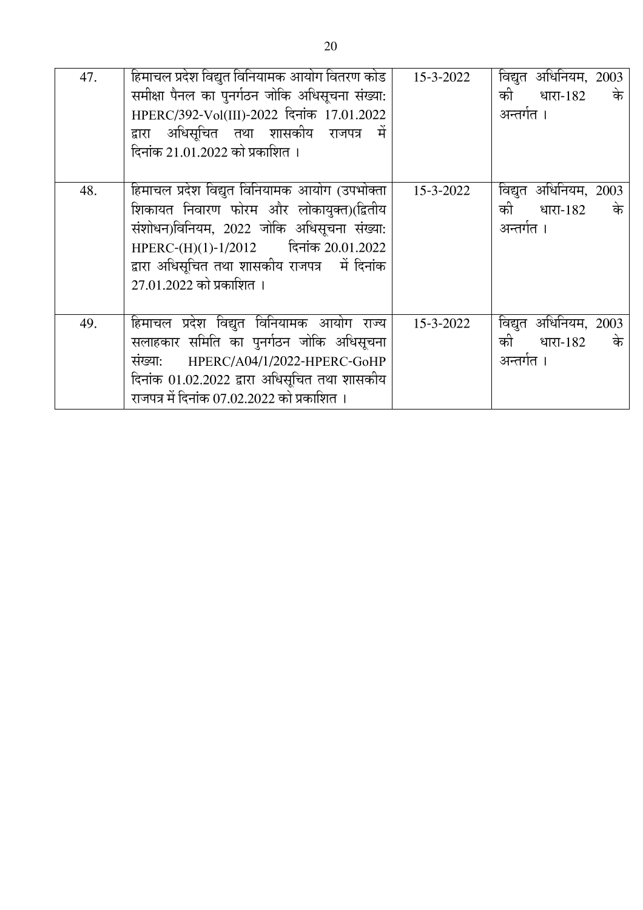| 47. | हिमाचल प्रदेश विद्युत विनियामक आयोग वितरण कोड समीक्षा पैनल का पुनर्गठन जोकि अधिसूचना संख्या: HPERC/392-Vol(III)-2022 दिनांक 17.01.2022 द्वारा अधिसूचित तथा शासकीय राजपत्र में दिनांक 21.01.2022 को प्रकाशित । | 15-3-2022 | विद्युत अधिनियम, 2003 की धारा-182 के अन्तर्गत । |
|---|---|---|---|
| 48. | हिमाचल प्रदेश विद्युत विनियामक आयोग (उपभोक्ता शिकायत निवारण फोरम और लोकायुक्त)(द्वितीय संशोधन)विनियम, 2022 जोकि अधिसूचना संख्या: HPERC-(H)(1)-1/2012 दिनांक 20.01.2022 द्वारा अधिसूचित तथा शासकीय राजपत्र में दिनांक 27.01.2022 को प्रकाशित । | 15-3-2022 | विद्युत अधिनियम, 2003 की धारा-182 के अन्तर्गत । |
| 49. | हिमाचल प्रदेश विद्युत विनियामक आयोग राज्य सलाहकार समिति का पुनर्गठन जोकि अधिसूचना संख्या: HPERC/A04/1/2022-HPERC-GoHP दिनांक 01.02.2022 द्वारा अधिसूचित तथा शासकीय राजपत्र में दिनांक 07.02.2022 को प्रकाशित । | 15-3-2022 | विद्युत अधिनियम, 2003 की धारा-182 के अन्तर्गत । |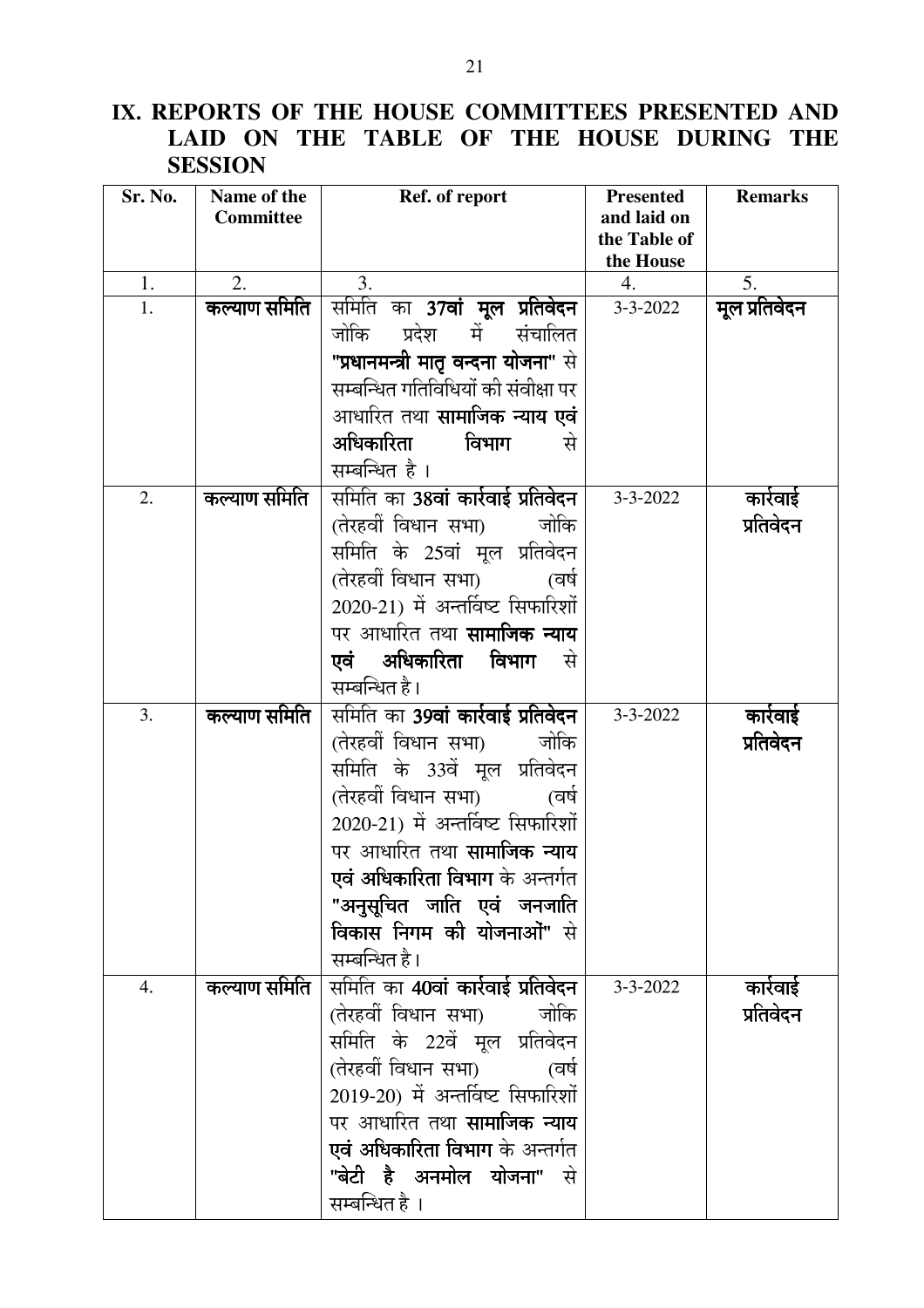## IX. REPORTS OF THE HOUSE COMMITTEES PRESENTED AND LAID ON THE TABLE OF THE HOUSE DURING THE SESSION

| Sr. No. | Name of the Committee | Ref. of report | Presented and laid on the Table of the House | Remarks |
|---|---|---|---|---|
| 1. | 2. | 3. | 4. | 5. |
| 1. | **कल्याण समिति** | समिति का **37वां मूल प्रतिवेदन** जोकि प्रदेश में संचालित **"प्रधानमन्त्री मातृ वन्दना योजना"** से सम्बन्धित गतिविधियों की संवीक्षा पर आधारित तथा **सामाजिक न्याय एवं अधिकारिता विभाग** से सम्बन्धित है । | 3-3-2022 | **मूल प्रतिवेदन** |
| 2. | **कल्याण समिति** | समिति का **38वां कार्रवाई प्रतिवेदन** (तेरहवीं विधान सभा) जोकि समिति के 25वां मूल प्रतिवेदन (तेरहवीं विधान सभा) (वर्ष 2020-21) में अन्तर्विष्ट सिफारिशों पर आधारित तथा **सामाजिक न्याय एवं अधिकारिता विभाग** से सम्बन्धित है। | 3-3-2022 | **कार्रवाई प्रतिवेदन** |
| 3. | **कल्याण समिति** | समिति का **39वां कार्रवाई प्रतिवेदन** (तेरहवीं विधान सभा) जोकि समिति के 33वें मूल प्रतिवेदन (तेरहवीं विधान सभा) (वर्ष 2020-21) में अन्तर्विष्ट सिफारिशों पर आधारित तथा **सामाजिक न्याय एवं अधिकारिता विभाग** के अन्तर्गत **"अनुसूचित जाति एवं जनजाति विकास निगम की योजनाओं"** से सम्बन्धित है। | 3-3-2022 | **कार्रवाई प्रतिवेदन** |
| 4. | **कल्याण समिति** | समिति का **40वां कार्रवाई प्रतिवेदन** (तेरहवीं विधान सभा) जोकि समिति के 22वें मूल प्रतिवेदन (तेरहवीं विधान सभा) (वर्ष 2019-20) में अन्तर्विष्ट सिफारिशों पर आधारित तथा **सामाजिक न्याय एवं अधिकारिता विभाग** के अन्तर्गत **"बेटी है अनमोल योजना"** से सम्बन्धित है । | 3-3-2022 | **कार्रवाई प्रतिवेदन** |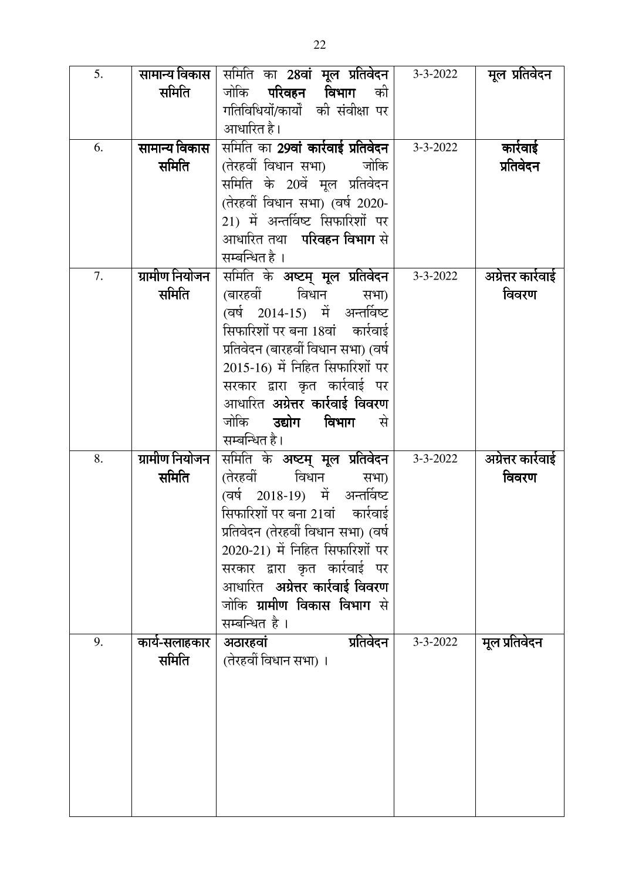| 5. | **सामान्य विकास समिति** | समिति का **28वां मूल प्रतिवेदन** जोकि **परिवहन विभाग** की गतिविधियों/कार्यों की संवीक्षा पर आधारित है। | 3-3-2022 | **मूल प्रतिवेदन** |
|---|---|---|---|---|
| 6. | **सामान्य विकास समिति** | समिति का **29वां कार्रवाई प्रतिवेदन** (तेरहवीं विधान सभा) जोकि समिति के 20वें मूल प्रतिवेदन (तेरहवीं विधान सभा) (वर्ष 2020-21) में अन्तर्विष्ट सिफारिशों पर आधारित तथा **परिवहन विभाग** से सम्बन्धित है । | 3-3-2022 | **कार्रवाई प्रतिवेदन** |
| 7. | **ग्रामीण नियोजन समिति** | समिति के **अष्टम् मूल प्रतिवेदन** (बारहवीं विधान सभा) (वर्ष 2014-15) में अन्तर्विष्ट सिफारिशों पर बना 18वां कार्रवाई प्रतिवेदन (बारहवीं विधान सभा) (वर्ष 2015-16) में निहित सिफारिशों पर सरकार द्वारा कृत कार्रवाई पर आधारित **अग्रेत्तर कार्रवाई विवरण** जोकि **उद्योग विभाग** से सम्बन्धित है। | 3-3-2022 | **अग्रेत्तर कार्रवाई विवरण** |
| 8. | **ग्रामीण नियोजन समिति** | समिति के **अष्टम् मूल प्रतिवेदन** (तेरहवीं विधान सभा) (वर्ष 2018-19) में अन्तर्विष्ट सिफारिशों पर बना 21वां कार्रवाई प्रतिवेदन (तेरहवीं विधान सभा) (वर्ष 2020-21) में निहित सिफारिशों पर सरकार द्वारा कृत कार्रवाई पर आधारित **अग्रेत्तर कार्रवाई विवरण** जोकि **ग्रामीण विकास विभाग** से सम्बन्धित है । | 3-3-2022 | **अग्रेत्तर कार्रवाई विवरण** |
| 9. | **कार्य-सलाहकार समिति** | **अठारहवां प्रतिवेदन** (तेरहवीं विधान सभा) । | 3-3-2022 | **मूल प्रतिवेदन** |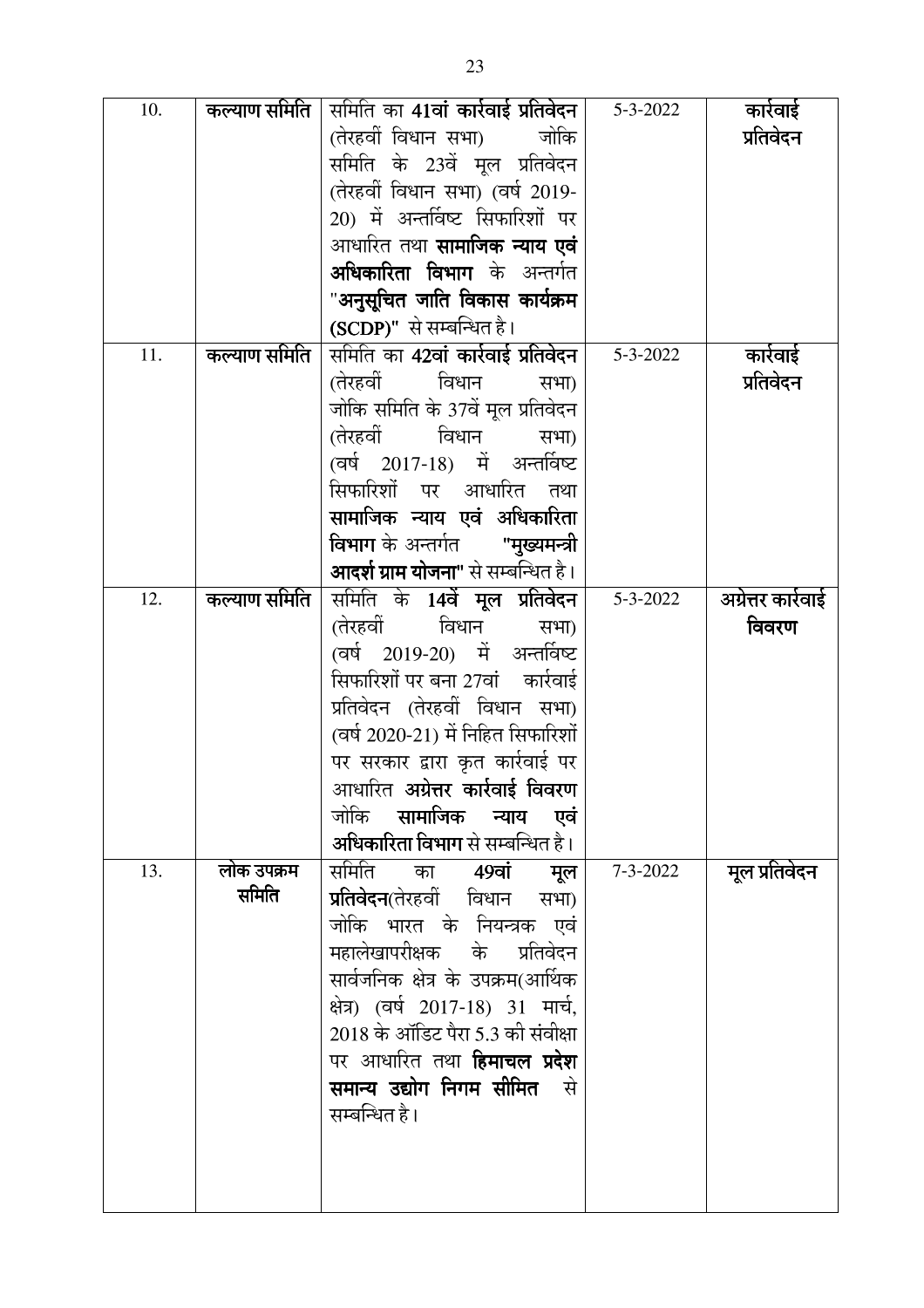| 10. | **कल्याण समिति** | समिति का **41वां कार्रवाई प्रतिवेदन** (तेरहवीं विधान सभा) जोकि समिति के 23वें मूल प्रतिवेदन (तेरहवीं विधान सभा) (वर्ष 2019-20) में अन्तर्विष्ट सिफारिशों पर आधारित तथा **सामाजिक न्याय एवं अधिकारिता विभाग** के अन्तर्गत "**अनुसूचित जाति विकास कार्यक्रम (SCDP)**" से सम्बन्धित है। | 5-3-2022 | **कार्रवाई प्रतिवेदन** |
|---|---|---|---|---|
| 11. | **कल्याण समिति** | समिति का **42वां कार्रवाई प्रतिवेदन** (तेरहवीं विधान सभा) जोकि समिति के 37वें मूल प्रतिवेदन (तेरहवीं विधान सभा) (वर्ष 2017-18) में अन्तर्विष्ट सिफारिशों पर आधारित तथा **सामाजिक न्याय एवं अधिकारिता विभाग** के अन्तर्गत "**मुख्यमन्त्री आदर्श ग्राम योजना**" से सम्बन्धित है। | 5-3-2022 | **कार्रवाई प्रतिवेदन** |
| 12. | **कल्याण समिति** | समिति के **14वें मूल प्रतिवेदन** (तेरहवीं विधान सभा) (वर्ष 2019-20) में अन्तर्विष्ट सिफारिशों पर बना 27वां कार्रवाई प्रतिवेदन (तेरहवीं विधान सभा) (वर्ष 2020-21) में निहित सिफारिशों पर सरकार द्वारा कृत कार्रवाई पर आधारित **अग्रेत्तर कार्रवाई विवरण** जोकि **सामाजिक न्याय एवं अधिकारिता विभाग** से सम्बन्धित है। | 5-3-2022 | **अग्रेत्तर कार्रवाई विवरण** |
| 13. | **लोक उपक्रम समिति** | समिति का **49वां मूल प्रतिवेदन**(तेरहवीं विधान सभा) जोकि भारत के नियन्त्रक एवं महालेखापरीक्षक के प्रतिवेदन सार्वजनिक क्षेत्र के उपक्रम(आर्थिक क्षेत्र) (वर्ष 2017-18) 31 मार्च, 2018 के ऑडिट पैरा 5.3 की संवीक्षा पर आधारित तथा **हिमाचल प्रदेश समान्य उद्योग निगम सीमित** से सम्बन्धित है। | 7-3-2022 | **मूल प्रतिवेदन** |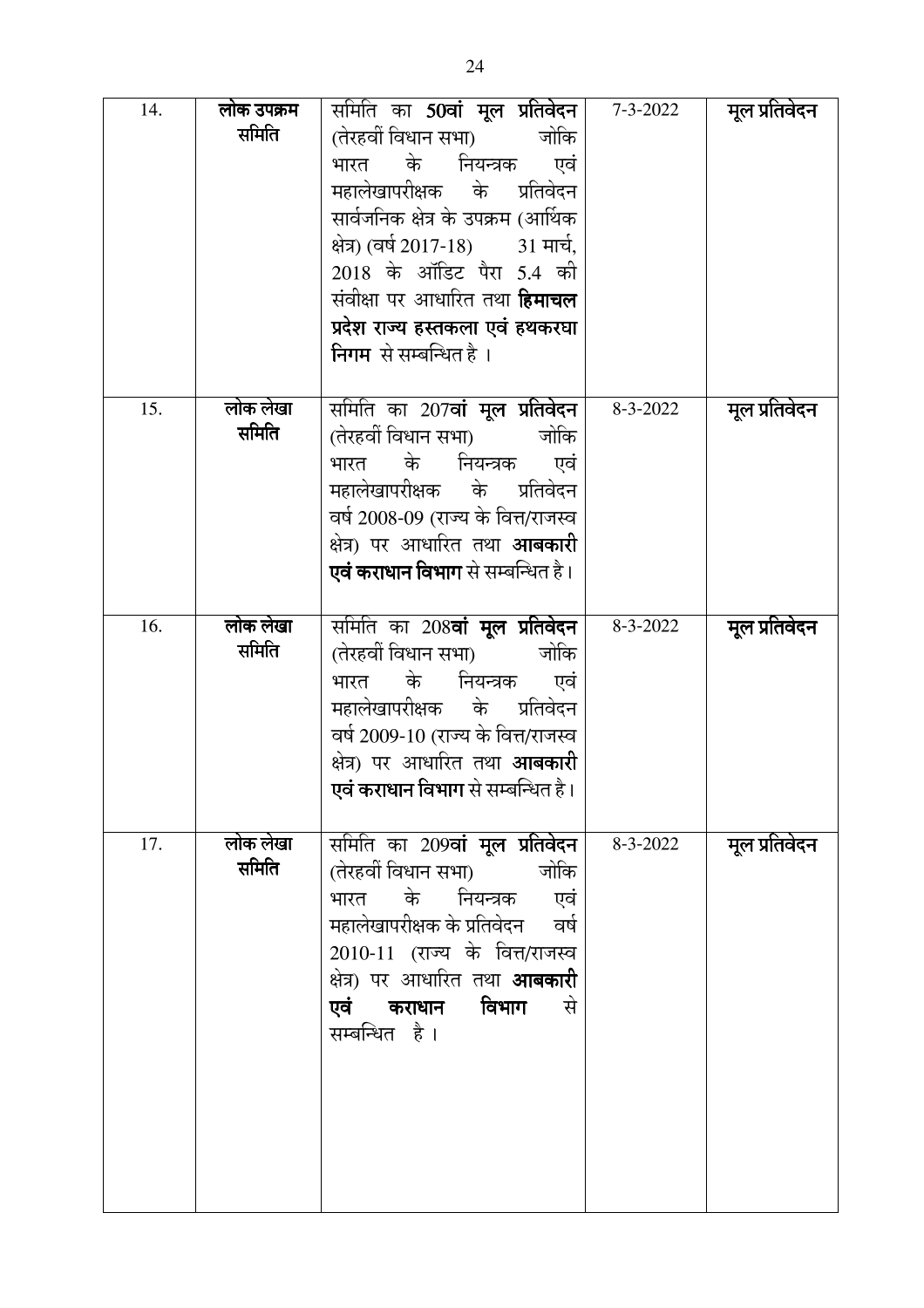| | | | | |
|---|---|---|---|---|
| 14. | **लोक उपक्रम समिति** | समिति का **50वां मूल प्रतिवेदन** (तेरहवीं विधान सभा) जोकि भारत के नियन्त्रक एवं महालेखापरीक्षक के प्रतिवेदन सार्वजनिक क्षेत्र के उपक्रम (आर्थिक क्षेत्र) (वर्ष 2017-18) 31 मार्च, 2018 के ऑडिट पैरा 5.4 की संवीक्षा पर आधारित तथा **हिमाचल प्रदेश राज्य हस्तकला एवं हथकरघा निगम** से सम्बन्धित है । | 7-3-2022 | **मूल प्रतिवेदन** |
| 15. | **लोक लेखा समिति** | समिति का 207**वां मूल प्रतिवेदन** (तेरहवीं विधान सभा) जोकि भारत के नियन्त्रक एवं महालेखापरीक्षक के प्रतिवेदन वर्ष 2008-09 (राज्य के वित्त/राजस्व क्षेत्र) पर आधारित तथा **आबकारी एवं कराधान विभाग** से सम्बन्धित है। | 8-3-2022 | **मूल प्रतिवेदन** |
| 16. | **लोक लेखा समिति** | समिति का 208**वां मूल प्रतिवेदन** (तेरहवीं विधान सभा) जोकि भारत के नियन्त्रक एवं महालेखापरीक्षक के प्रतिवेदन वर्ष 2009-10 (राज्य के वित्त/राजस्व क्षेत्र) पर आधारित तथा **आबकारी एवं कराधान विभाग** से सम्बन्धित है। | 8-3-2022 | **मूल प्रतिवेदन** |
| 17. | **लोक लेखा समिति** | समिति का 209**वां मूल प्रतिवेदन** (तेरहवीं विधान सभा) जोकि भारत के नियन्त्रक एवं महालेखापरीक्षक के प्रतिवेदन वर्ष 2010-11 (राज्य के वित्त/राजस्व क्षेत्र) पर आधारित तथा **आबकारी एवं कराधान विभाग** से सम्बन्धित है । | 8-3-2022 | **मूल प्रतिवेदन** |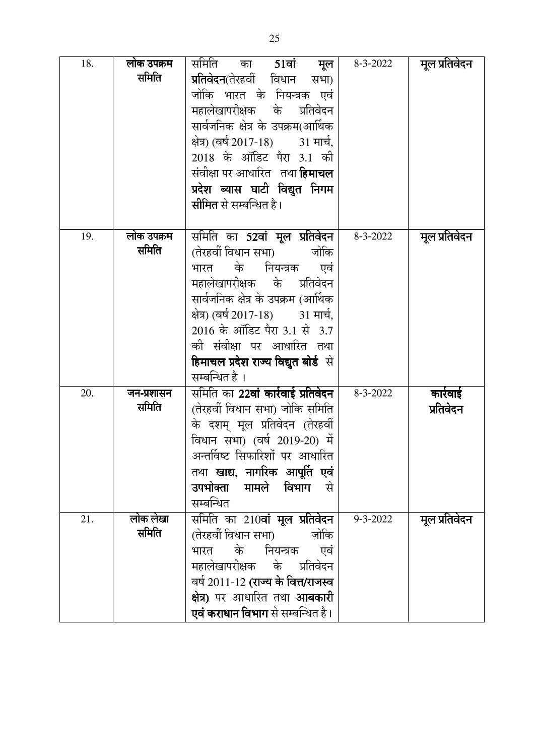| 18. | **लोक उपक्रम समिति** | समिति का **51वां मूल प्रतिवेदन**(तेरहवीं विधान सभा) जोकि भारत के नियन्त्रक एवं महालेखापरीक्षक के प्रतिवेदन सार्वजनिक क्षेत्र के उपक्रम(आर्थिक क्षेत्र) (वर्ष 2017-18) 31 मार्च, 2018 के ऑडिट पैरा 3.1 की संवीक्षा पर आधारित तथा **हिमाचल प्रदेश ब्यास घाटी विद्युत निगम सीमित** से सम्बन्धित है। | 8-3-2022 | **मूल प्रतिवेदन** |
|---|---|---|---|---|
| 19. | **लोक उपक्रम समिति** | समिति का **52वां मूल प्रतिवेदन** (तेरहवीं विधान सभा) जोकि भारत के नियन्त्रक एवं महालेखापरीक्षक के प्रतिवेदन सार्वजनिक क्षेत्र के उपक्रम (आर्थिक क्षेत्र) (वर्ष 2017-18) 31 मार्च, 2016 के ऑडिट पैरा 3.1 से 3.7 की संवीक्षा पर आधारित तथा **हिमाचल प्रदेश राज्य विद्युत बोर्ड** से सम्बन्धित है । | 8-3-2022 | **मूल प्रतिवेदन** |
| 20. | **जन-प्रशासन समिति** | समिति का **22वां कार्रवाई प्रतिवेदन** (तेरहवीं विधान सभा) जोकि समिति के दशम् मूल प्रतिवेदन (तेरहवीं विधान सभा) (वर्ष 2019-20) में अन्तर्विष्ट सिफारिशों पर आधारित तथा **खाद्य, नागरिक आपूर्ति एवं उपभोक्ता मामले विभाग** से सम्बन्धित | 8-3-2022 | **कार्रवाई प्रतिवेदन** |
| 21. | **लोक लेखा समिति** | समिति का 210**वां मूल प्रतिवेदन** (तेरहवीं विधान सभा) जोकि भारत के नियन्त्रक एवं महालेखापरीक्षक के प्रतिवेदन वर्ष 2011-12 **(राज्य के वित्त/राजस्व क्षेत्र)** पर आधारित तथा **आबकारी एवं कराधान विभाग** से सम्बन्धित है। | 9-3-2022 | **मूल प्रतिवेदन** |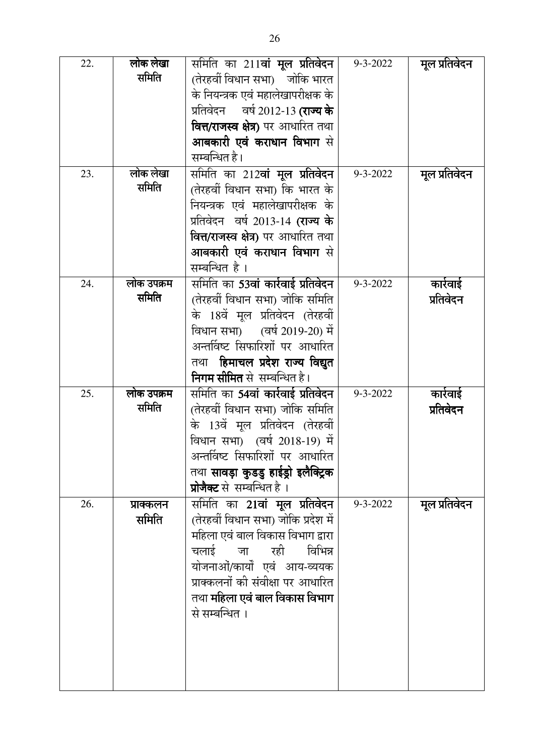| 22. | **लोक लेखा समिति** | समिति का 211**वां मूल प्रतिवेदन** (तेरहवीं विधान सभा) जोकि भारत के नियन्त्रक एवं महालेखापरीक्षक के प्रतिवेदन वर्ष 2012-13 **(राज्य के वित्त/राजस्व क्षेत्र)** पर आधारित तथा **आबकारी एवं कराधान विभाग** से सम्बन्धित है। | 9-3-2022 | **मूल प्रतिवेदन** |
|---|---|---|---|---|
| 23. | **लोक लेखा समिति** | समिति का 212**वां मूल प्रतिवेदन** (तेरहवीं विधान सभा) कि भारत के नियन्त्रक एवं महालेखापरीक्षक के प्रतिवेदन वर्ष 2013-14 **(राज्य के वित्त/राजस्व क्षेत्र)** पर आधारित तथा **आबकारी एवं कराधान विभाग** से सम्बन्धित है । | 9-3-2022 | **मूल प्रतिवेदन** |
| 24. | **लोक उपक्रम समिति** | समिति का **53वां कार्रवाई प्रतिवेदन** (तेरहवीं विधान सभा) जोकि समिति के 18वें मूल प्रतिवेदन (तेरहवीं विधान सभा) (वर्ष 2019-20) में अन्तर्विष्ट सिफारिशों पर आधारित तथा **हिमाचल प्रदेश राज्य विद्युत निगम सीमित** से सम्बन्धित है। | 9-3-2022 | **कार्रवाई प्रतिवेदन** |
| 25. | **लोक उपक्रम समिति** | समिति का **54वां कार्रवाई प्रतिवेदन** (तेरहवीं विधान सभा) जोकि समिति के 13वें मूल प्रतिवेदन (तेरहवीं विधान सभा) (वर्ष 2018-19) में अन्तर्विष्ट सिफारिशों पर आधारित तथा **सावड़ा कुडडु हाईड्रो इलैक्ट्रिक प्रोजैक्ट** से सम्बन्धित है । | 9-3-2022 | **कार्रवाई प्रतिवेदन** |
| 26. | **प्राक्कलन समिति** | समिति का **21वां मूल प्रतिवेदन** (तेरहवीं विधान सभा) जोकि प्रदेश में महिला एवं बाल विकास विभाग द्वारा चलाई जा रही विभिन्न योजनाओं/कार्यों एवं आय-व्ययक प्राक्कलनों की संवीक्षा पर आधारित तथा **महिला एवं बाल विकास विभाग** से सम्बन्धित । | 9-3-2022 | **मूल प्रतिवेदन** |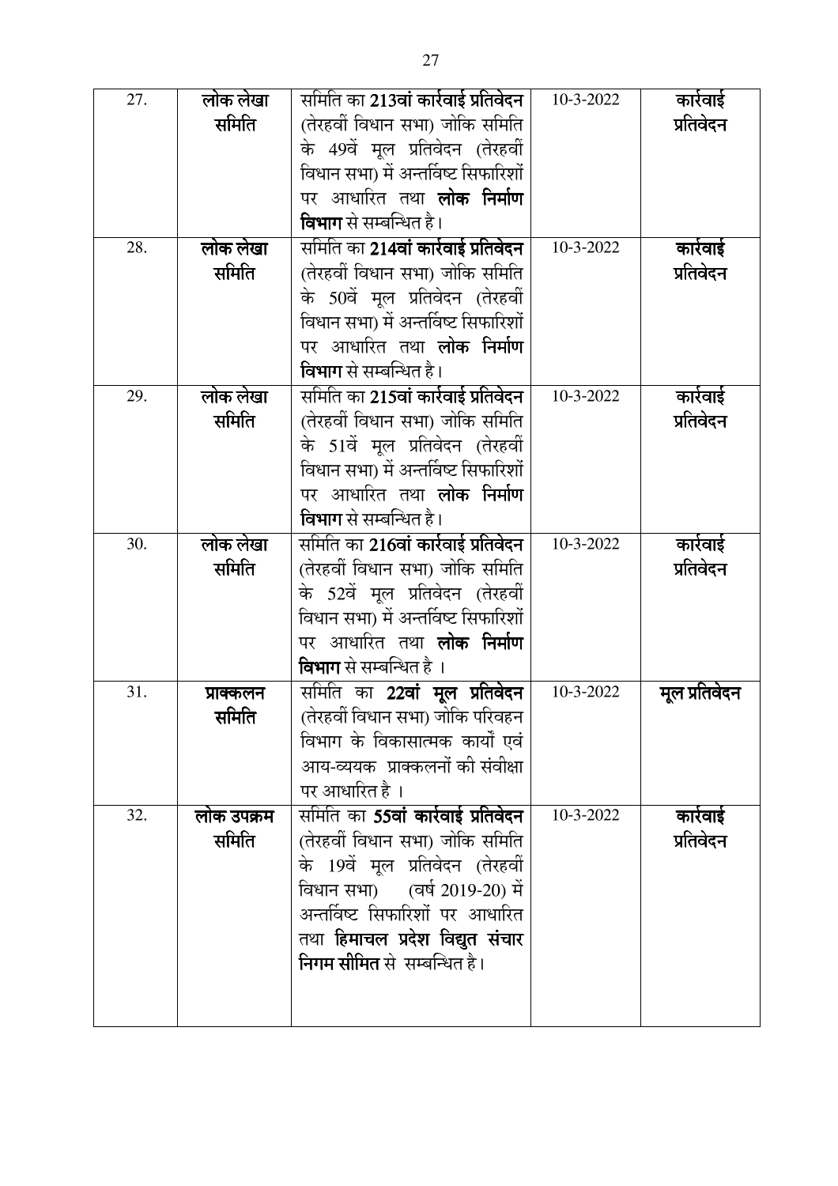| 27. | लोक लेखा समिति | समिति का **213वां कार्रवाई प्रतिवेदन** (तेरहवीं विधान सभा) जोकि समिति के 49वें मूल प्रतिवेदन (तेरहवीं विधान सभा) में अन्तर्विष्ट सिफारिशों पर आधारित तथा **लोक निर्माण विभाग** से सम्बन्धित है। | 10-3-2022 | कार्रवाई प्रतिवेदन |
|---|---|---|---|---|
| 28. | लोक लेखा समिति | समिति का **214वां कार्रवाई प्रतिवेदन** (तेरहवीं विधान सभा) जोकि समिति के 50वें मूल प्रतिवेदन (तेरहवीं विधान सभा) में अन्तर्विष्ट सिफारिशों पर आधारित तथा **लोक निर्माण विभाग** से सम्बन्धित है। | 10-3-2022 | कार्रवाई प्रतिवेदन |
| 29. | लोक लेखा समिति | समिति का **215वां कार्रवाई प्रतिवेदन** (तेरहवीं विधान सभा) जोकि समिति के 51वें मूल प्रतिवेदन (तेरहवीं विधान सभा) में अन्तर्विष्ट सिफारिशों पर आधारित तथा **लोक निर्माण विभाग** से सम्बन्धित है। | 10-3-2022 | कार्रवाई प्रतिवेदन |
| 30. | लोक लेखा समिति | समिति का **216वां कार्रवाई प्रतिवेदन** (तेरहवीं विधान सभा) जोकि समिति के 52वें मूल प्रतिवेदन (तेरहवीं विधान सभा) में अन्तर्विष्ट सिफारिशों पर आधारित तथा **लोक निर्माण विभाग** से सम्बन्धित है । | 10-3-2022 | कार्रवाई प्रतिवेदन |
| 31. | प्राक्कलन समिति | समिति का **22वां मूल प्रतिवेदन** (तेरहवीं विधान सभा) जोकि परिवहन विभाग के विकासात्मक कार्यों एवं आय-व्ययक प्राक्कलनों की संवीक्षा पर आधारित है । | 10-3-2022 | मूल प्रतिवेदन |
| 32. | लोक उपक्रम समिति | समिति का **55वां कार्रवाई प्रतिवेदन** (तेरहवीं विधान सभा) जोकि समिति के 19वें मूल प्रतिवेदन (तेरहवीं विधान सभा) (वर्ष 2019-20) में अन्तर्विष्ट सिफारिशों पर आधारित तथा **हिमाचल प्रदेश विद्युत संचार निगम सीमित** से सम्बन्धित है। | 10-3-2022 | कार्रवाई प्रतिवेदन |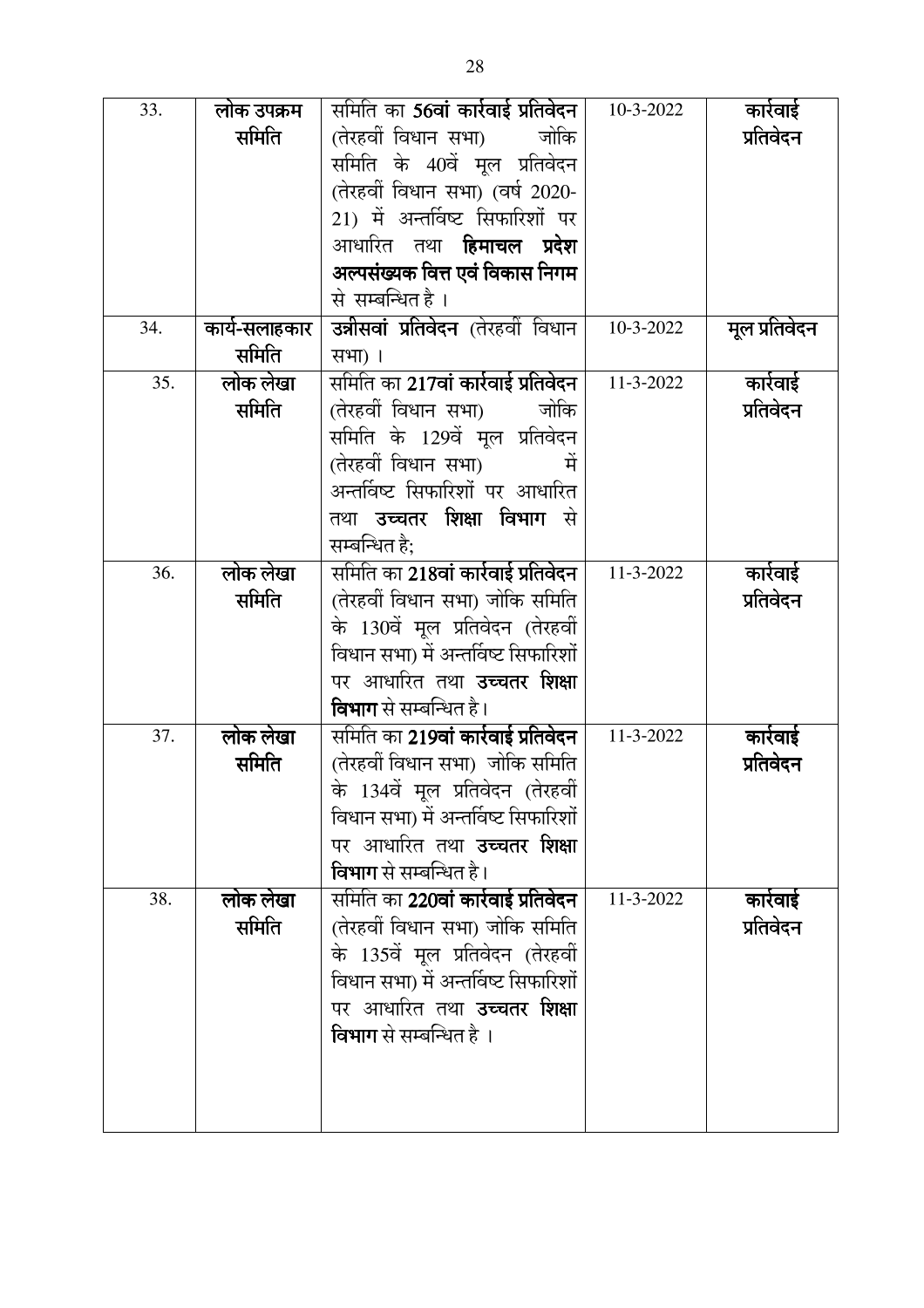| 33. | **लोक उपक्रम समिति** | समिति का **56वां कार्रवाई प्रतिवेदन** (तेरहवीं विधान सभा) जोकि समिति के 40वें मूल प्रतिवेदन (तेरहवीं विधान सभा) (वर्ष 2020-21) में अन्तर्विष्ट सिफारिशों पर आधारित तथा **हिमाचल प्रदेश अल्पसंख्यक वित्त एवं विकास निगम** से सम्बन्धित है । | 10-3-2022 | **कार्रवाई प्रतिवेदन** |
|---|---|---|---|---|
| 34. | **कार्य-सलाहकार समिति** | **उन्नीसवां प्रतिवेदन** (तेरहवीं विधान सभा) । | 10-3-2022 | **मूल प्रतिवेदन** |
| 35. | **लोक लेखा समिति** | समिति का **217वां कार्रवाई प्रतिवेदन** (तेरहवीं विधान सभा) जोकि समिति के 129वें मूल प्रतिवेदन (तेरहवीं विधान सभा) में अन्तर्विष्ट सिफारिशों पर आधारित तथा **उच्चतर शिक्षा विभाग** से सम्बन्धित है; | 11-3-2022 | **कार्रवाई प्रतिवेदन** |
| 36. | **लोक लेखा समिति** | समिति का **218वां कार्रवाई प्रतिवेदन** (तेरहवीं विधान सभा) जोकि समिति के 130वें मूल प्रतिवेदन (तेरहवीं विधान सभा) में अन्तर्विष्ट सिफारिशों पर आधारित तथा **उच्चतर शिक्षा विभाग** से सम्बन्धित है। | 11-3-2022 | **कार्रवाई प्रतिवेदन** |
| 37. | **लोक लेखा समिति** | समिति का **219वां कार्रवाई प्रतिवेदन** (तेरहवीं विधान सभा) जोकि समिति के 134वें मूल प्रतिवेदन (तेरहवीं विधान सभा) में अन्तर्विष्ट सिफारिशों पर आधारित तथा **उच्चतर शिक्षा विभाग** से सम्बन्धित है। | 11-3-2022 | **कार्रवाई प्रतिवेदन** |
| 38. | **लोक लेखा समिति** | समिति का **220वां कार्रवाई प्रतिवेदन** (तेरहवीं विधान सभा) जोकि समिति के 135वें मूल प्रतिवेदन (तेरहवीं विधान सभा) में अन्तर्विष्ट सिफारिशों पर आधारित तथा **उच्चतर शिक्षा विभाग** से सम्बन्धित है । | 11-3-2022 | **कार्रवाई प्रतिवेदन** |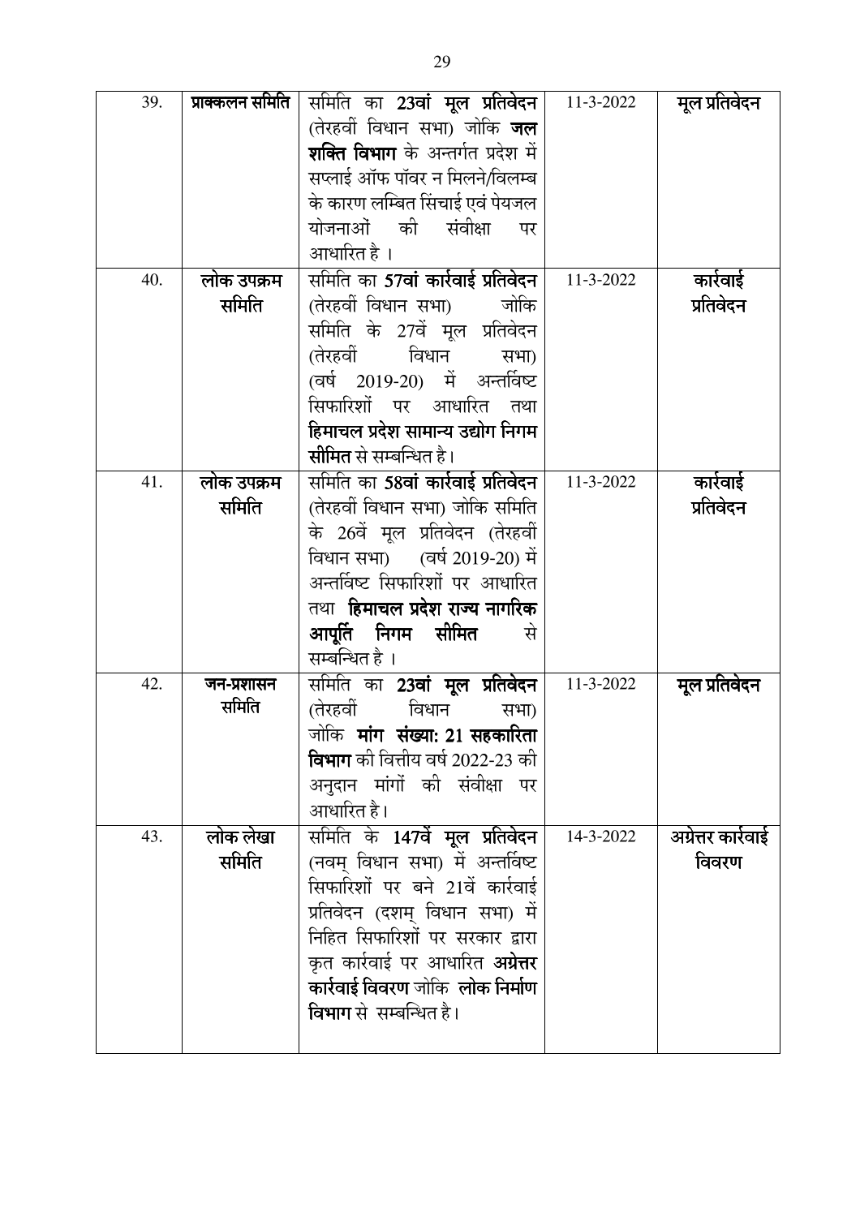| 39. | **प्राक्कलन समिति** | समिति का **23वां मूल प्रतिवेदन** (तेरहवीं विधान सभा) जोकि **जल शक्ति विभाग** के अन्तर्गत प्रदेश में सप्लाई ऑफ पॉवर न मिलने/विलम्ब के कारण लम्बित सिंचाई एवं पेयजल योजनाओं की संवीक्षा पर आधारित है । | 11-3-2022 | **मूल प्रतिवेदन** |
|---|---|---|---|---|
| 40. | **लोक उपक्रम समिति** | समिति का **57वां कार्रवाई प्रतिवेदन** (तेरहवीं विधान सभा) जोकि समिति के 27वें मूल प्रतिवेदन (तेरहवीं विधान सभा) (वर्ष 2019-20) में अन्तर्विष्ट सिफारिशों पर आधारित तथा **हिमाचल प्रदेश सामान्य उद्योग निगम सीमित** से सम्बन्धित है। | 11-3-2022 | **कार्रवाई प्रतिवेदन** |
| 41. | **लोक उपक्रम समिति** | समिति का **58वां कार्रवाई प्रतिवेदन** (तेरहवीं विधान सभा) जोकि समिति के 26वें मूल प्रतिवेदन (तेरहवीं विधान सभा) (वर्ष 2019-20) में अन्तर्विष्ट सिफारिशों पर आधारित तथा **हिमाचल प्रदेश राज्य नागरिक आपूर्ति निगम सीमित** से सम्बन्धित है । | 11-3-2022 | **कार्रवाई प्रतिवेदन** |
| 42. | **जन-प्रशासन समिति** | समिति का **23वां मूल प्रतिवेदन** (तेरहवीं विधान सभा) जोकि **मांग संख्या: 21 सहकारिता विभाग** की वित्तीय वर्ष 2022-23 की अनुदान मांगों की संवीक्षा पर आधारित है। | 11-3-2022 | **मूल प्रतिवेदन** |
| 43. | **लोक लेखा समिति** | समिति के **147वें मूल प्रतिवेदन** (नवम् विधान सभा) में अन्तर्विष्ट सिफारिशों पर बने 21वें कार्रवाई प्रतिवेदन (दशम् विधान सभा) में निहित सिफारिशों पर सरकार द्वारा कृत कार्रवाई पर आधारित **अग्रेत्तर कार्रवाई विवरण** जोकि **लोक निर्माण विभाग** से सम्बन्धित है। | 14-3-2022 | **अग्रेत्तर कार्रवाई विवरण** |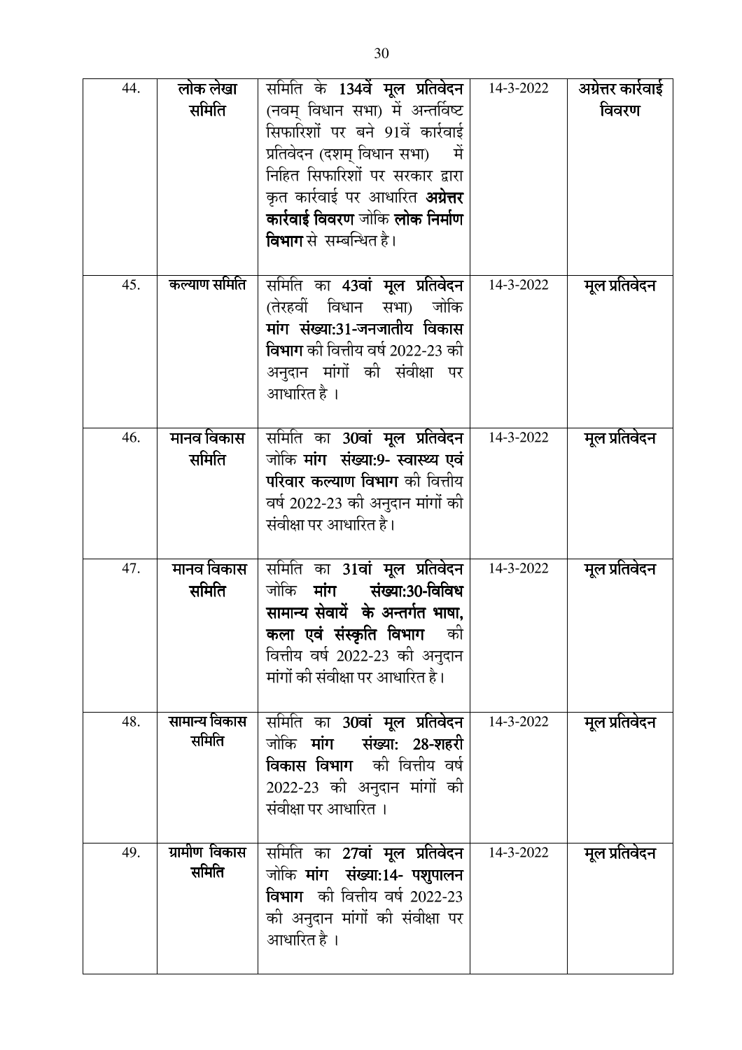| 44. | लोक लेखा समिति | समिति के **134वें मूल प्रतिवेदन** (नवम् विधान सभा) में अन्तर्विष्ट सिफारिशों पर बने 91वें कार्रवाई प्रतिवेदन (दशम् विधान सभा) में निहित सिफारिशों पर सरकार द्वारा कृत कार्रवाई पर आधारित **अग्रेत्तर कार्रवाई विवरण** जोकि **लोक निर्माण विभाग** से सम्बन्धित है। | 14-3-2022 | अग्रेत्तर कार्रवाई विवरण |
|---|---|---|---|---|
| 45. | कल्याण समिति | समिति का **43वां मूल प्रतिवेदन** (तेरहवीं विधान सभा) जोकि **मांग संख्या:31-जनजातीय विकास विभाग** की वित्तीय वर्ष 2022-23 की अनुदान मांगों की संवीक्षा पर आधारित है । | 14-3-2022 | मूल प्रतिवेदन |
| 46. | मानव विकास समिति | समिति का **30वां मूल प्रतिवेदन** जोकि **मांग संख्या:9- स्वास्थ्य एवं परिवार कल्याण विभाग** की वित्तीय वर्ष 2022-23 की अनुदान मांगों की संवीक्षा पर आधारित है। | 14-3-2022 | मूल प्रतिवेदन |
| 47. | मानव विकास समिति | समिति का **31वां मूल प्रतिवेदन** जोकि **मांग संख्या:30-विविध सामान्य सेवायें के अन्तर्गत भाषा, कला एवं संस्कृति विभाग** की वित्तीय वर्ष 2022-23 की अनुदान मांगों की संवीक्षा पर आधारित है। | 14-3-2022 | मूल प्रतिवेदन |
| 48. | सामान्य विकास समिति | समिति का **30वां मूल प्रतिवेदन** जोकि **मांग संख्या: 28-शहरी विकास विभाग** की वित्तीय वर्ष 2022-23 की अनुदान मांगों की संवीक्षा पर आधारित । | 14-3-2022 | मूल प्रतिवेदन |
| 49. | ग्रामीण विकास समिति | समिति का **27वां मूल प्रतिवेदन** जोकि **मांग संख्या:14- पशुपालन विभाग** की वित्तीय वर्ष 2022-23 की अनुदान मांगों की संवीक्षा पर आधारित है । | 14-3-2022 | मूल प्रतिवेदन |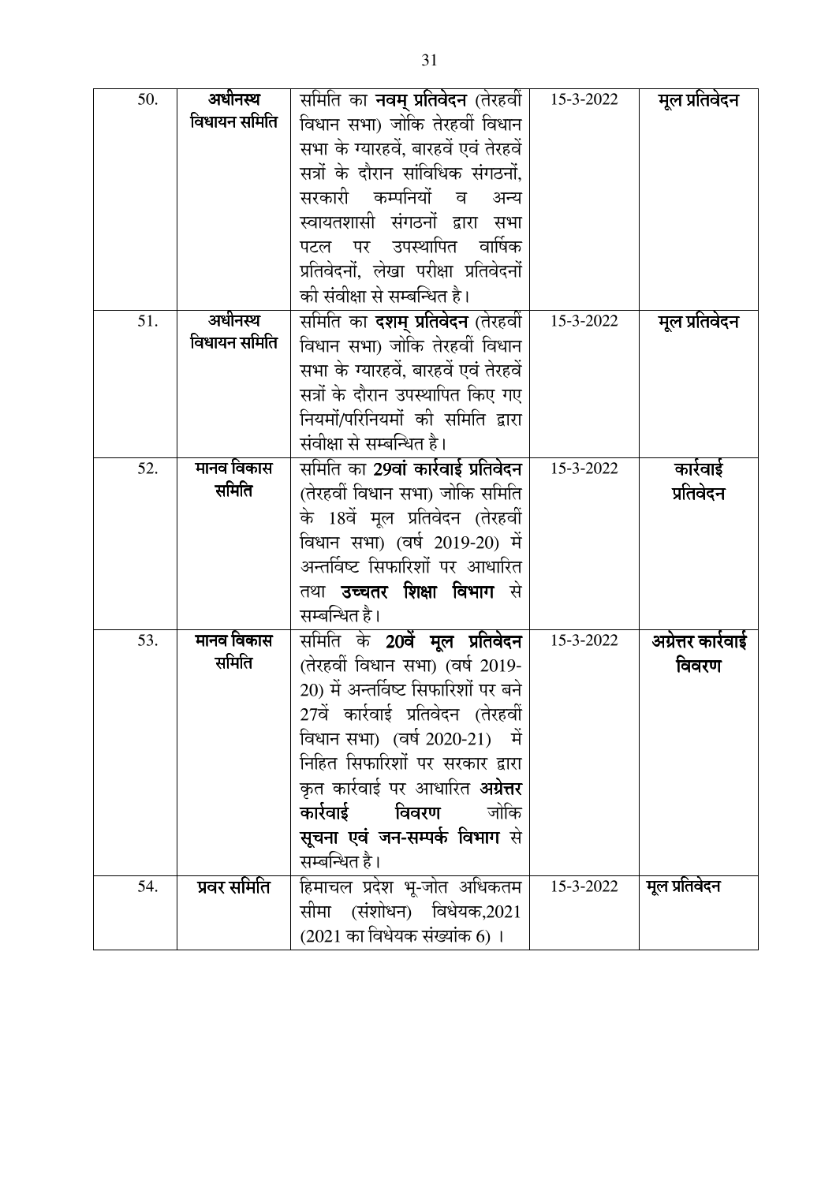| 50. | **अधीनस्थ विधायन समिति** | समिति का **नवम् प्रतिवेदन** (तेरहवीं विधान सभा) जोकि तेरहवीं विधान सभा के ग्यारहवें, बारहवें एवं तेरहवें सत्रों के दौरान सांविधिक संगठनों, सरकारी कम्पनियों व अन्य स्वायतशासी संगठनों द्वारा सभा पटल पर उपस्थापित वार्षिक प्रतिवेदनों, लेखा परीक्षा प्रतिवेदनों की संवीक्षा से सम्बन्धित है। | 15-3-2022 | **मूल प्रतिवेदन** |
|---|---|---|---|---|
| 51. | **अधीनस्थ विधायन समिति** | समिति का **दशम् प्रतिवेदन** (तेरहवीं विधान सभा) जोकि तेरहवीं विधान सभा के ग्यारहवें, बारहवें एवं तेरहवें सत्रों के दौरान उपस्थापित किए गए नियमों/परिनियमों की समिति द्वारा संवीक्षा से सम्बन्धित है। | 15-3-2022 | **मूल प्रतिवेदन** |
| 52. | **मानव विकास समिति** | समिति का **29वां कार्रवाई प्रतिवेदन** (तेरहवीं विधान सभा) जोकि समिति के 18वें मूल प्रतिवेदन (तेरहवीं विधान सभा) (वर्ष 2019-20) में अन्तर्विष्ट सिफारिशों पर आधारित तथा **उच्चतर शिक्षा विभाग** से सम्बन्धित है। | 15-3-2022 | **कार्रवाई प्रतिवेदन** |
| 53. | **मानव विकास समिति** | समिति के **20वें मूल प्रतिवेदन** (तेरहवीं विधान सभा) (वर्ष 2019-20) में अन्तर्विष्ट सिफारिशों पर बने 27वें कार्रवाई प्रतिवेदन (तेरहवीं विधान सभा) (वर्ष 2020-21) में निहित सिफारिशों पर सरकार द्वारा कृत कार्रवाई पर आधारित **अग्रेत्तर कार्रवाई विवरण** जोकि **सूचना एवं जन-सम्पर्क विभाग** से सम्बन्धित है। | 15-3-2022 | **अग्रेत्तर कार्रवाई विवरण** |
| 54. | **प्रवर समिति** | हिमाचल प्रदेश भू-जोत अधिकतम सीमा (संशोधन) विधेयक,2021 (2021 का विधेयक संख्यांक 6) । | 15-3-2022 | **मूल प्रतिवेदन** |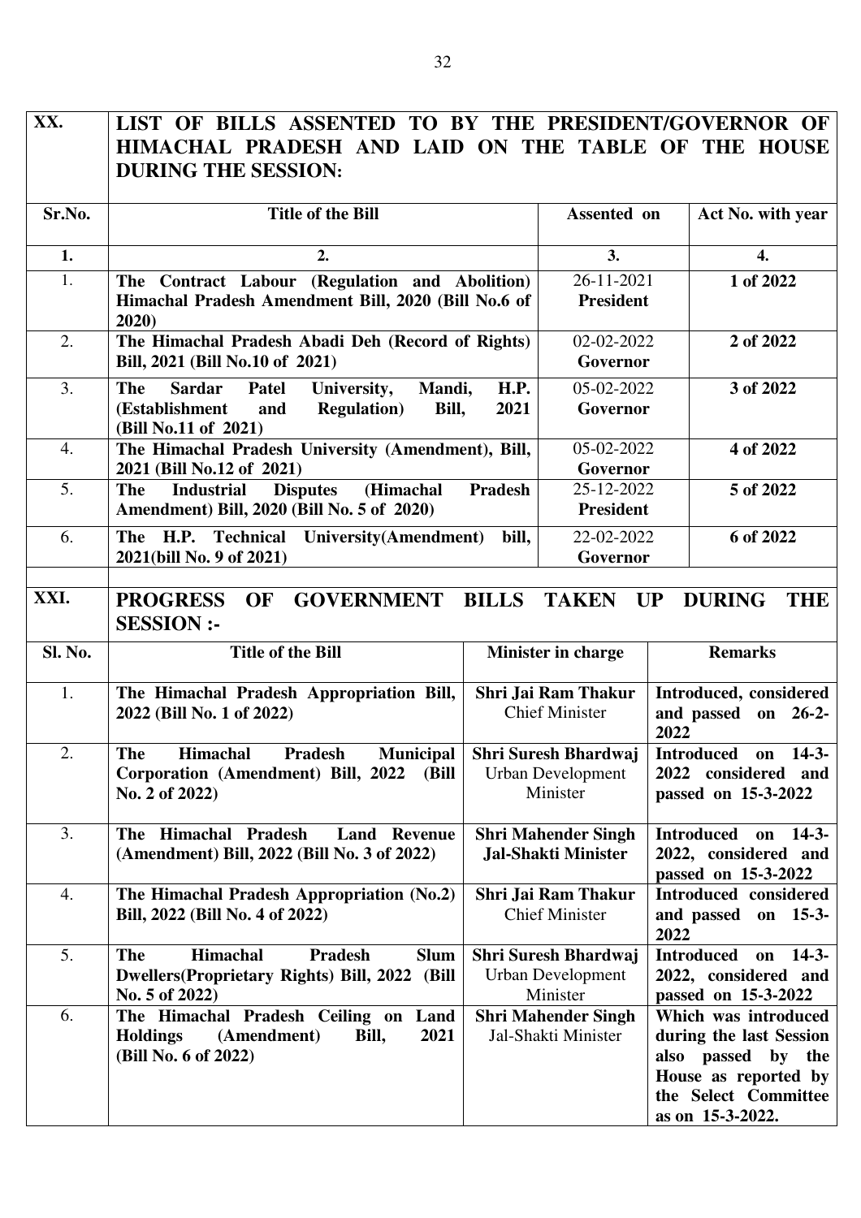## XX. LIST OF BILLS ASSENTED TO BY THE PRESIDENT/GOVERNOR OF HIMACHAL PRADESH AND LAID ON THE TABLE OF THE HOUSE DURING THE SESSION:

| Sr.No. | Title of the Bill | Assented on | Act No. with year |
|---|---|---|---|
| 1. | 2. | 3. | 4. |
| 1. | **The Contract Labour (Regulation and Abolition) Himachal Pradesh Amendment Bill, 2020 (Bill No.6 of 2020)** | 26-11-2021 **President** | **1 of 2022** |
| 2. | **The Himachal Pradesh Abadi Deh (Record of Rights) Bill, 2021 (Bill No.10 of 2021)** | 02-02-2022 **Governor** | **2 of 2022** |
| 3. | **The Sardar Patel University, Mandi, H.P. (Establishment and Regulation) Bill, 2021 (Bill No.11 of 2021)** | 05-02-2022 **Governor** | **3 of 2022** |
| 4. | **The Himachal Pradesh University (Amendment), Bill, 2021 (Bill No.12 of 2021)** | 05-02-2022 **Governor** | **4 of 2022** |
| 5. | **The Industrial Disputes (Himachal Pradesh Amendment) Bill, 2020 (Bill No. 5 of 2020)** | 25-12-2022 **President** | **5 of 2022** |
| 6. | **The H.P. Technical University(Amendment) bill, 2021(bill No. 9 of 2021)** | 22-02-2022 **Governor** | **6 of 2022** |

## XXI. PROGRESS OF GOVERNMENT BILLS TAKEN UP DURING THE SESSION :-

| Sl. No. | Title of the Bill | Minister in charge | Remarks |
|---|---|---|---|
| 1. | **The Himachal Pradesh Appropriation Bill, 2022 (Bill No. 1 of 2022)** | **Shri Jai Ram Thakur** Chief Minister | **Introduced, considered and passed on 26-2-2022** |
| 2. | **The Himachal Pradesh Municipal Corporation (Amendment) Bill, 2022 (Bill No. 2 of 2022)** | **Shri Suresh Bhardwaj** Urban Development Minister | **Introduced on 14-3-2022 considered and passed on 15-3-2022** |
| 3. | **The Himachal Pradesh Land Revenue (Amendment) Bill, 2022 (Bill No. 3 of 2022)** | **Shri Mahender Singh Jal-Shakti Minister** | **Introduced on 14-3-2022, considered and passed on 15-3-2022** |
| 4. | **The Himachal Pradesh Appropriation (No.2) Bill, 2022 (Bill No. 4 of 2022)** | **Shri Jai Ram Thakur** Chief Minister | **Introduced considered and passed on 15-3-2022** |
| 5. | **The Himachal Pradesh Slum Dwellers(Proprietary Rights) Bill, 2022 (Bill No. 5 of 2022)** | **Shri Suresh Bhardwaj** Urban Development Minister | **Introduced on 14-3-2022, considered and passed on 15-3-2022** |
| 6. | **The Himachal Pradesh Ceiling on Land Holdings (Amendment) Bill, 2021 (Bill No. 6 of 2022)** | **Shri Mahender Singh** Jal-Shakti Minister | **Which was introduced during the last Session also passed by the House as reported by the Select Committee as on 15-3-2022.** |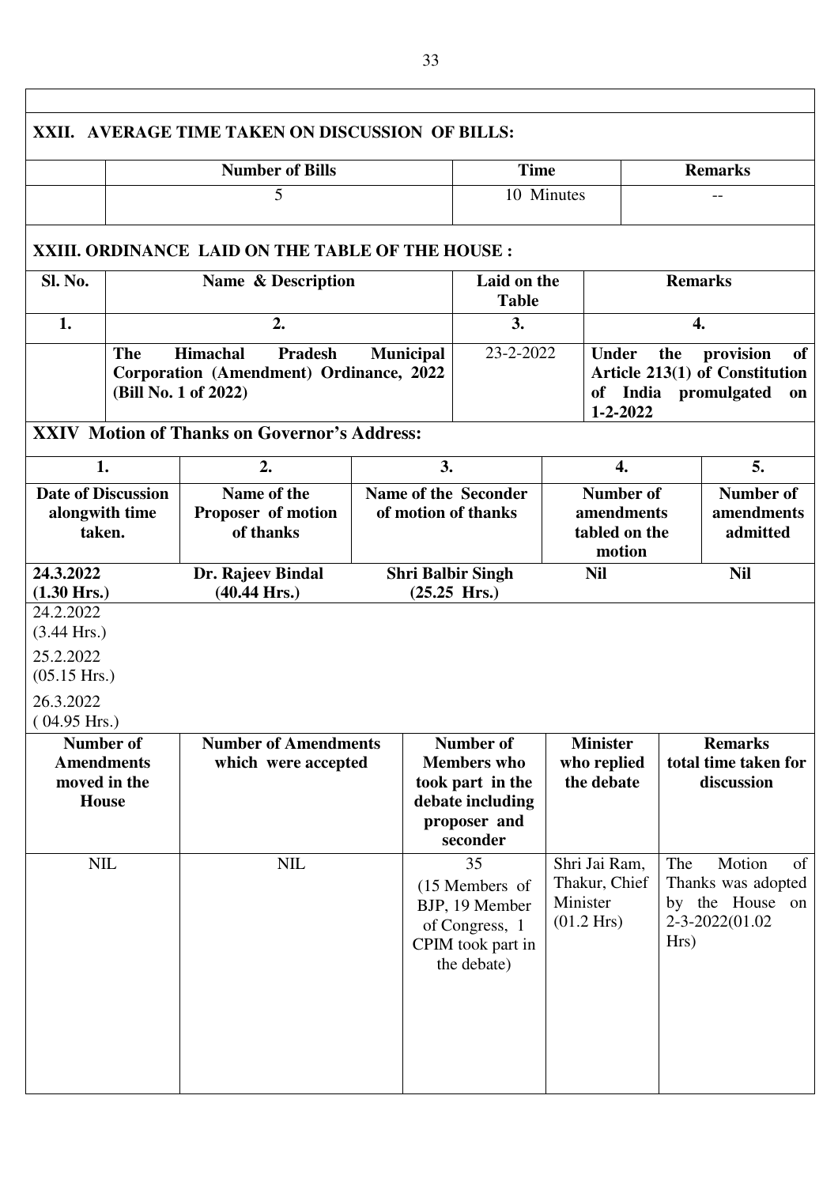## XXII. AVERAGE TIME TAKEN ON DISCUSSION OF BILLS:

| Number of Bills | Time | Remarks |
|---|---|---|
| 5 | 10 Minutes | -- |

## XXIII. ORDINANCE LAID ON THE TABLE OF THE HOUSE :

| Sl. No. | Name & Description | Laid on the Table | Remarks |
|---|---|---|---|
| 1. | 2. | 3. | 4. |
| | **The Himachal Pradesh Municipal Corporation (Amendment) Ordinance, 2022 (Bill No. 1 of 2022)** | 23-2-2022 | **Under the provision of Article 213(1) of Constitution of India promulgated on 1-2-2022** |

## XXIV Motion of Thanks on Governor's Address:

| 1. | 2. | 3. | 4. | 5. |
|---|---|---|---|---|
| **Date of Discussion alongwith time taken.** | **Name of the Proposer of motion of thanks** | **Name of the Seconder of motion of thanks** | **Number of amendments tabled on the motion** | **Number of amendments admitted** |
| **24.3.2022 (1.30 Hrs.)**<br>24.2.2022 (3.44 Hrs.)<br>25.2.2022 (05.15 Hrs.)<br>26.3.2022 ( 04.95 Hrs.) | **Dr. Rajeev Bindal (40.44 Hrs.)** | **Shri Balbir Singh (25.25 Hrs.)** | **Nil** | **Nil** |

| Number of Amendments moved in the House | Number of Amendments which were accepted | Number of Members who took part in the debate including proposer and seconder | Minister who replied the debate | Remarks total time taken for discussion |
|---|---|---|---|---|
| NIL | NIL | 35 (15 Members of BJP, 19 Member of Congress, 1 CPIM took part in the debate) | Shri Jai Ram, Thakur, Chief Minister (01.2 Hrs) | The Motion of Thanks was adopted by the House on 2-3-2022(01.02 Hrs) |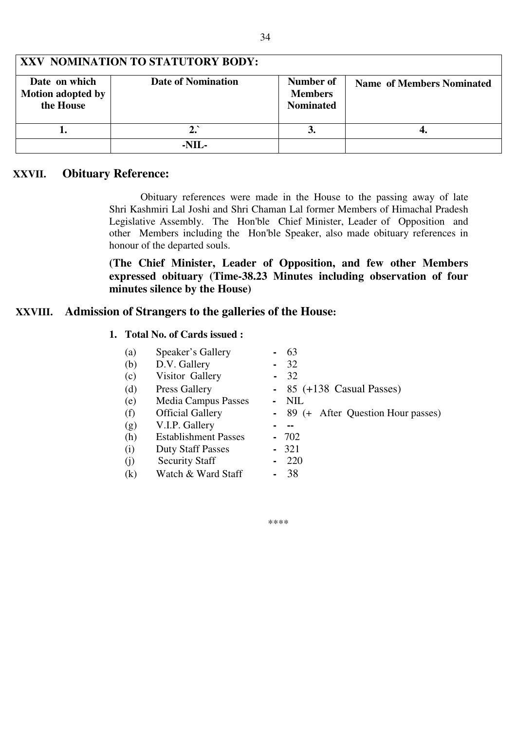| XXV NOMINATION TO STATUTORY BODY: | | | |
|---|---|---|---|
| Date on which Motion adopted by the House | Date of Nomination | Number of Members Nominated | Name of Members Nominated |
| 1. | 2.` | 3. | 4. |
| | -NIL- | | |

## XXVII. Obituary Reference:

Obituary references were made in the House to the passing away of late Shri Kashmiri Lal Joshi and Shri Chaman Lal former Members of Himachal Pradesh Legislative Assembly. The Hon'ble Chief Minister, Leader of Opposition and other Members including the Hon'ble Speaker, also made obituary references in honour of the departed souls.

**(The Chief Minister, Leader of Opposition, and few other Members expressed obituary (Time-38.23 Minutes including observation of four minutes silence by the House)**

## XXVIII. Admission of Strangers to the galleries of the House:

**1. Total No. of Cards issued :**

| | | |
|---|---|---|
| (a) | Speaker's Gallery | - 63 |
| (b) | D.V. Gallery | - 32 |
| (c) | Visitor Gallery | - 32 |
| (d) | Press Gallery | - 85 (+138 Casual Passes) |
| (e) | Media Campus Passes | - NIL |
| (f) | Official Gallery | - 89 (+ After Question Hour passes) |
| (g) | V.I.P. Gallery | - -- |
| (h) | Establishment Passes | - 702 |
| (i) | Duty Staff Passes | - 321 |
| (j) | Security Staff | - 220 |
| (k) | Watch & Ward Staff | - 38 |

****